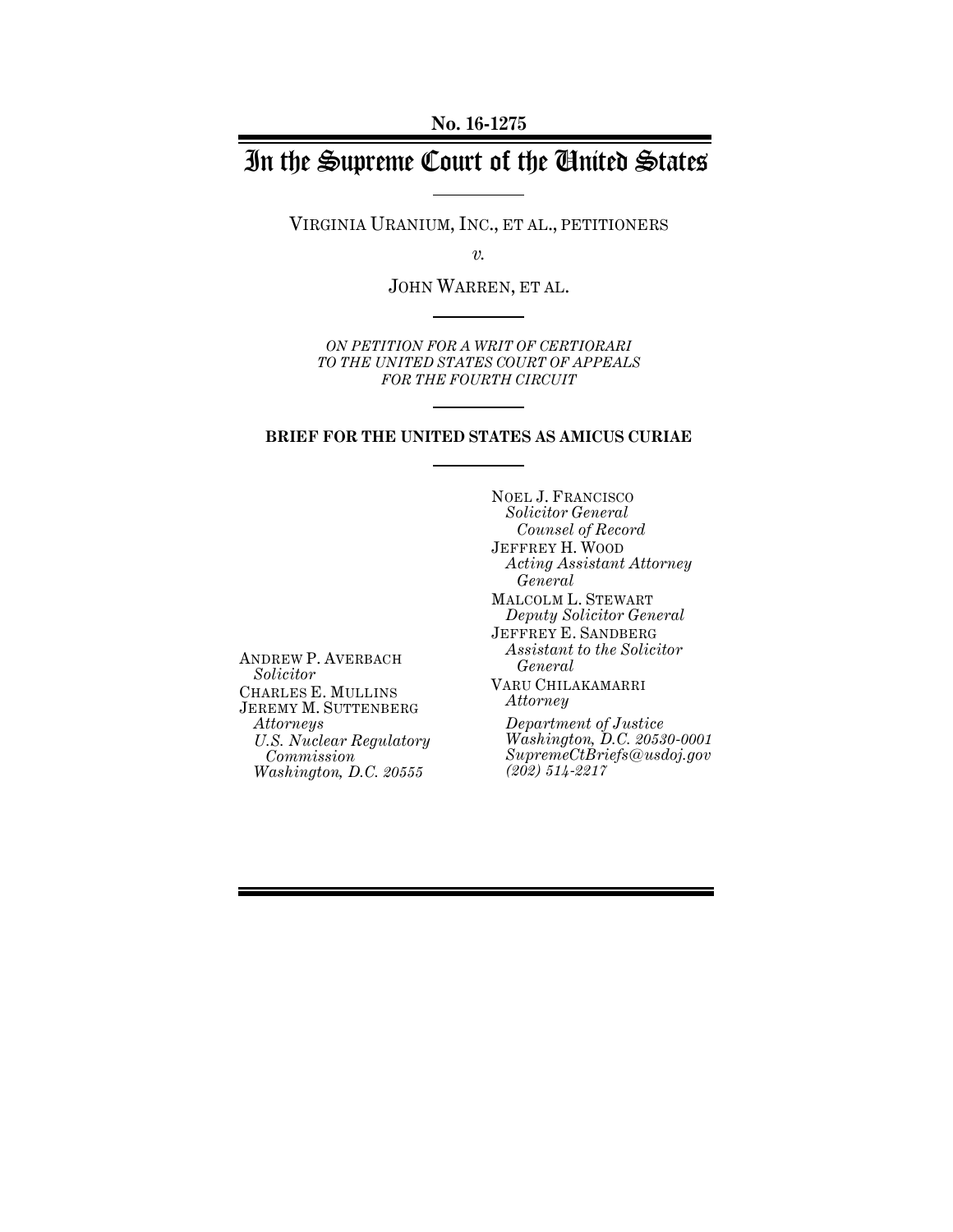**No. 16-1275**

# In the Supreme Court of the United States

VIRGINIA URANIUM, INC., ET AL., PETITIONERS

*v.*

JOHN WARREN, ET AL.

*ON PETITION FOR A WRIT OF CERTIORARI TO THE UNITED STATES COURT OF APPEALS FOR THE FOURTH CIRCUIT*

**BRIEF FOR THE UNITED STATES AS AMICUS CURIAE**

NOEL J. FRANCISCO
*Solicitor General*
*Counsel of Record*

JEFFREY H. WOOD
*Acting Assistant Attorney General*

MALCOLM L. STEWART
*Deputy Solicitor General*

JEFFREY E. SANDBERG
*Assistant to the Solicitor General*

VARU CHILAKAMARRI
*Attorney*

*Department of Justice*
*Washington, D.C. 20530-0001*
*SupremeCtBriefs@usdoj.gov*
*(202) 514-2217*

ANDREW P. AVERBACH
*Solicitor*

CHARLES E. MULLINS
JEREMY M. SUTTENBERG
*Attorneys*
*U.S. Nuclear Regulatory Commission*
*Washington, D.C. 20555*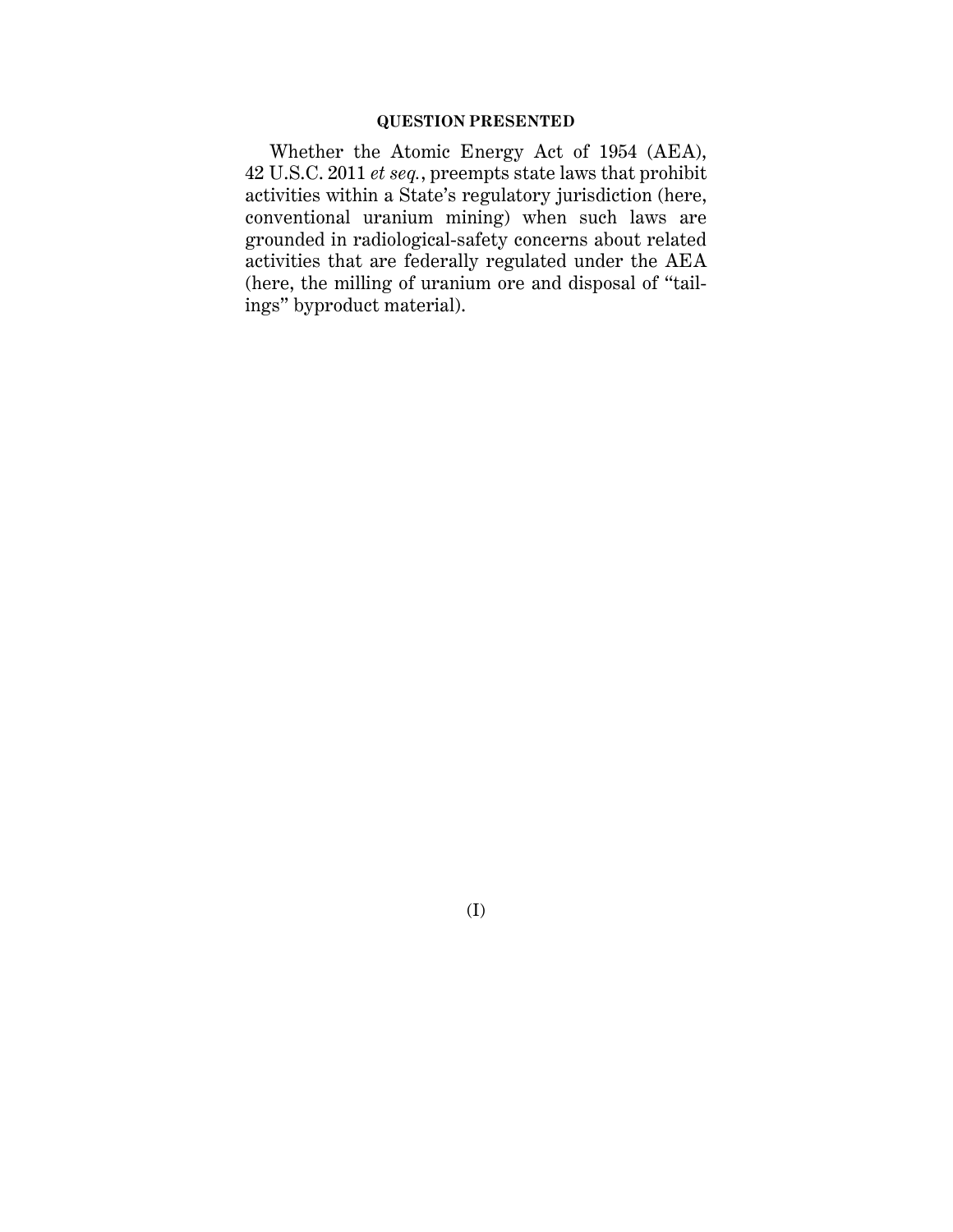## QUESTION PRESENTED

Whether the Atomic Energy Act of 1954 (AEA), 42 U.S.C. 2011 *et seq.*, preempts state laws that prohibit activities within a State's regulatory jurisdiction (here, conventional uranium mining) when such laws are grounded in radiological-safety concerns about related activities that are federally regulated under the AEA (here, the milling of uranium ore and disposal of "tailings" byproduct material).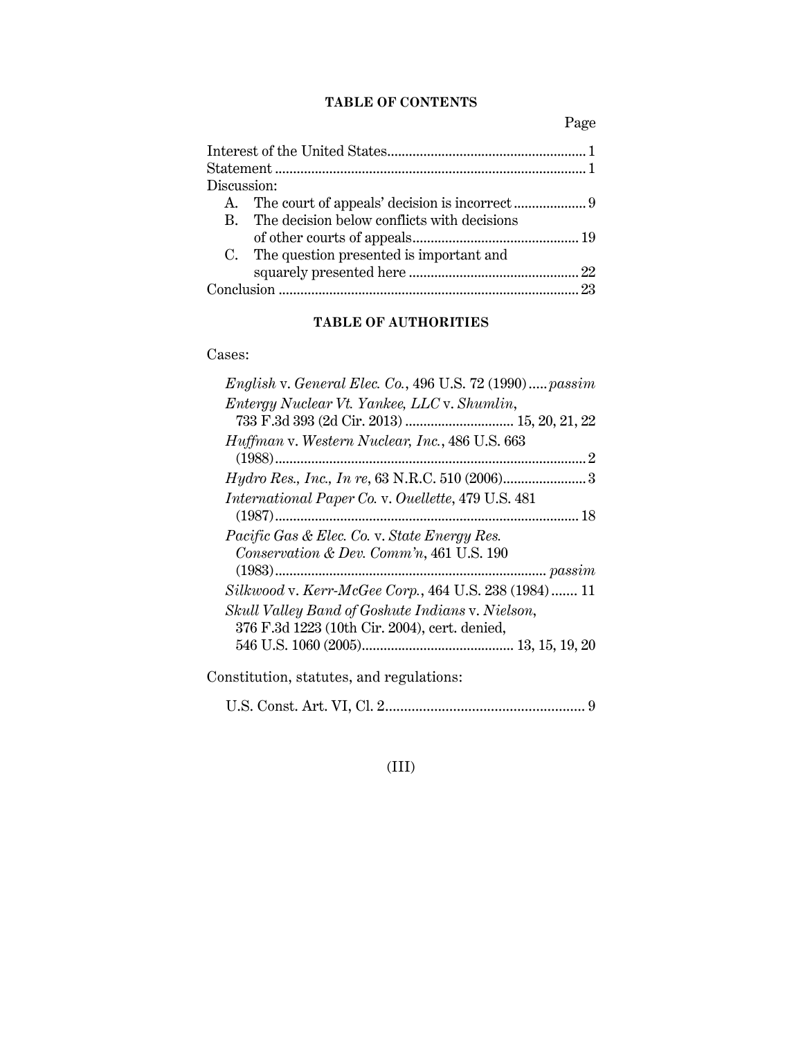## TABLE OF CONTENTS

| | Page |
|---|---|
| Interest of the United States | 1 |
| Statement | 1 |
| Discussion: | |
| A. The court of appeals' decision is incorrect | 9 |
| B. The decision below conflicts with decisions of other courts of appeals | 19 |
| C. The question presented is important and squarely presented here | 22 |
| Conclusion | 23 |

## TABLE OF AUTHORITIES

Cases:

*English* v. *General Elec. Co.*, 496 U.S. 72 (1990) ..... *passim*

*Entergy Nuclear Vt. Yankee, LLC* v. *Shumlin*, 733 F.3d 393 (2d Cir. 2013) ..... 15, 20, 21, 22

*Huffman* v. *Western Nuclear, Inc.*, 486 U.S. 663 (1988) ..... 2

*Hydro Res., Inc., In re*, 63 N.R.C. 510 (2006) ..... 3

*International Paper Co.* v. *Ouellette*, 479 U.S. 481 (1987) ..... 18

*Pacific Gas & Elec. Co.* v. *State Energy Res. Conservation & Dev. Comm'n*, 461 U.S. 190 (1983) ..... *passim*

*Silkwood* v. *Kerr-McGee Corp.*, 464 U.S. 238 (1984) ..... 11

*Skull Valley Band of Goshute Indians* v. *Nielson*, 376 F.3d 1223 (10th Cir. 2004), cert. denied, 546 U.S. 1060 (2005) ..... 13, 15, 19, 20

Constitution, statutes, and regulations:

U.S. Const. Art. VI, Cl. 2 ..... 9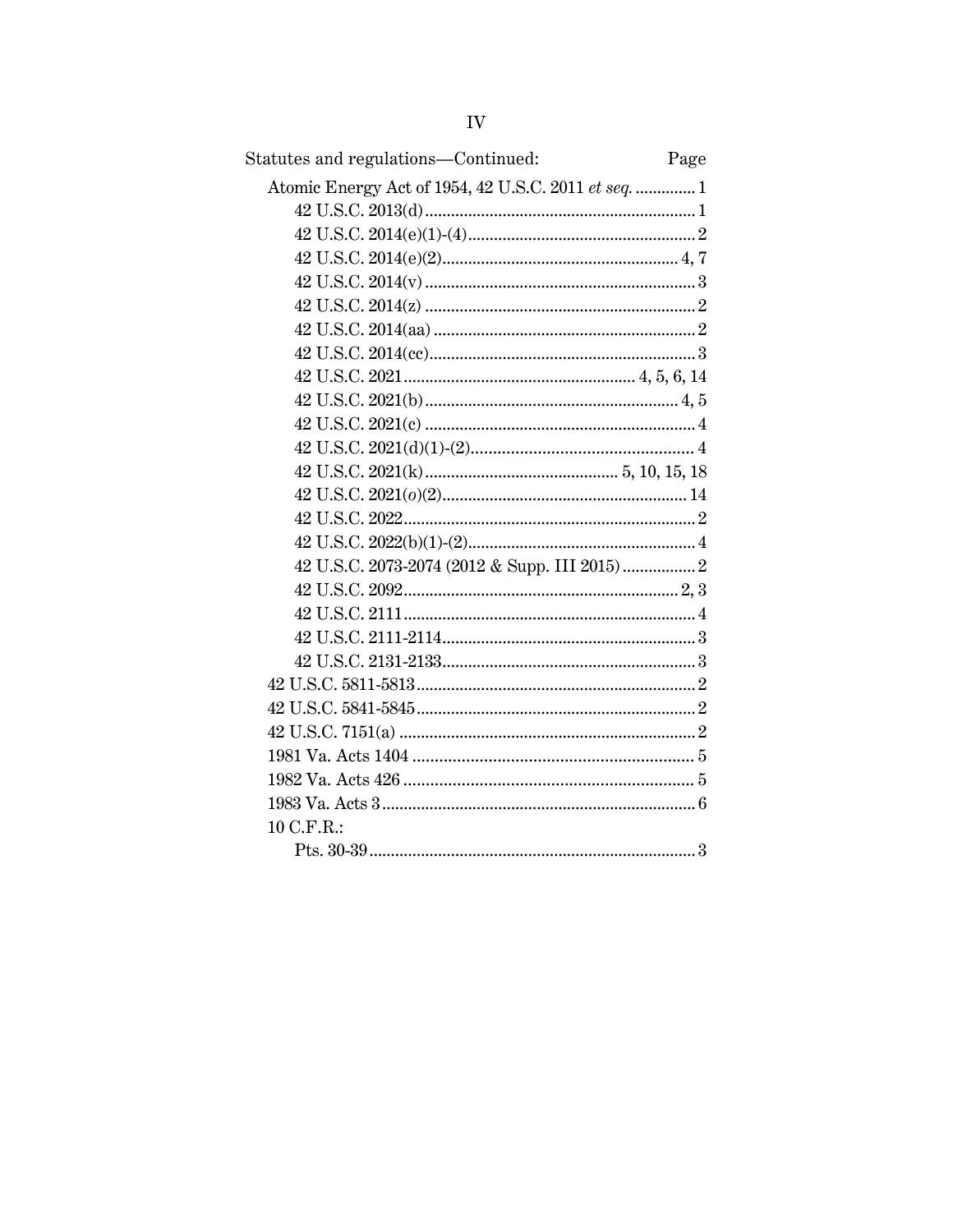Statutes and regulations—Continued: Page

- Atomic Energy Act of 1954, 42 U.S.C. 2011 *et seq.* .............. 1
  - 42 U.S.C. 2013(d) .............. 1
  - 42 U.S.C. 2014(e)(1)-(4) .............. 2
  - 42 U.S.C. 2014(e)(2) .............. 4, 7
  - 42 U.S.C. 2014(v) .............. 3
  - 42 U.S.C. 2014(z) .............. 2
  - 42 U.S.C. 2014(aa) .............. 2
  - 42 U.S.C. 2014(cc) .............. 3
  - 42 U.S.C. 2021 .............. 4, 5, 6, 14
  - 42 U.S.C. 2021(b) .............. 4, 5
  - 42 U.S.C. 2021(c) .............. 4
  - 42 U.S.C. 2021(d)(1)-(2) .............. 4
  - 42 U.S.C. 2021(k) .............. 5, 10, 15, 18
  - 42 U.S.C. 2021(*o*)(2) .............. 14
  - 42 U.S.C. 2022 .............. 2
  - 42 U.S.C. 2022(b)(1)-(2) .............. 4
  - 42 U.S.C. 2073-2074 (2012 & Supp. III 2015) .............. 2
  - 42 U.S.C. 2092 .............. 2, 3
  - 42 U.S.C. 2111 .............. 4
  - 42 U.S.C. 2111-2114 .............. 3
  - 42 U.S.C. 2131-2133 .............. 3
- 42 U.S.C. 5811-5813 .............. 2
- 42 U.S.C. 5841-5845 .............. 2
- 42 U.S.C. 7151(a) .............. 2
- 1981 Va. Acts 1404 .............. 5
- 1982 Va. Acts 426 .............. 5
- 1983 Va. Acts 3 .............. 6
- 10 C.F.R.:
  - Pts. 30-39 .............. 3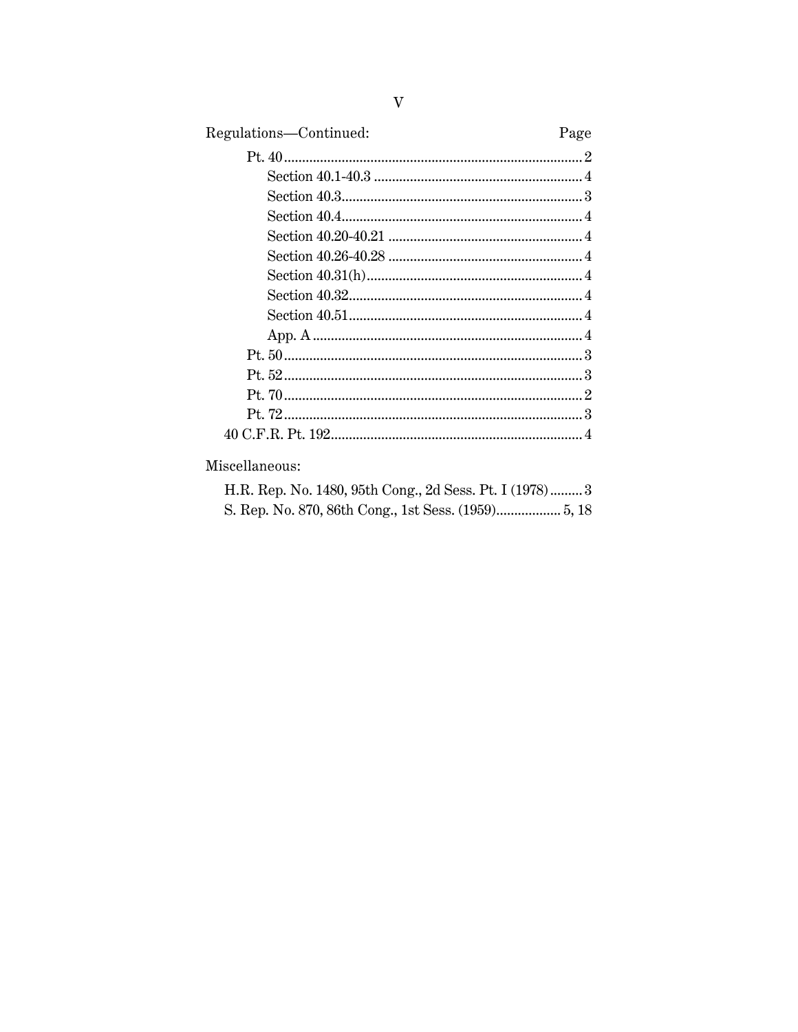Regulations—Continued: Page

- Pt. 40 ... 2
  - Section 40.1-40.3 ... 4
  - Section 40.3 ... 3
  - Section 40.4 ... 4
  - Section 40.20-40.21 ... 4
  - Section 40.26-40.28 ... 4
  - Section 40.31(h) ... 4
  - Section 40.32 ... 4
  - Section 40.51 ... 4
  - App. A ... 4
- Pt. 50 ... 3
- Pt. 52 ... 3
- Pt. 70 ... 2
- Pt. 72 ... 3
- 40 C.F.R. Pt. 192 ... 4

Miscellaneous:

- H.R. Rep. No. 1480, 95th Cong., 2d Sess. Pt. I (1978) ... 3
- S. Rep. No. 870, 86th Cong., 1st Sess. (1959) ... 5, 18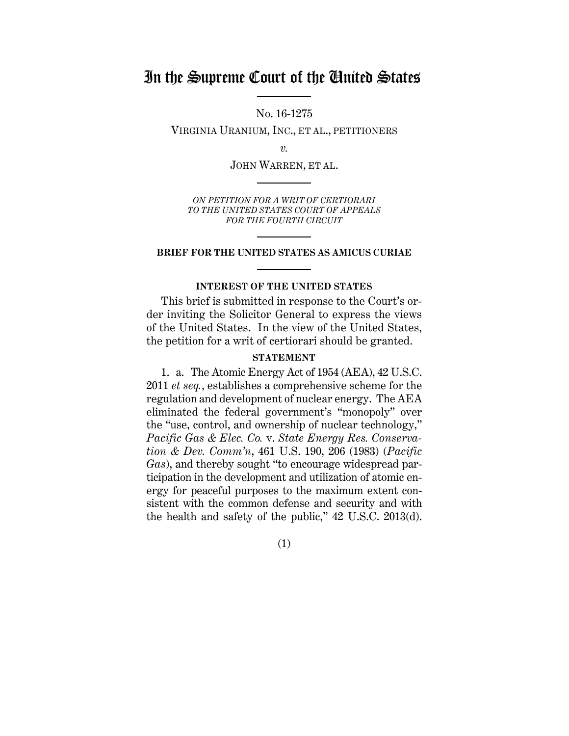# In the Supreme Court of the United States

No. 16-1275

VIRGINIA URANIUM, INC., ET AL., PETITIONERS

*v.*

JOHN WARREN, ET AL.

*ON PETITION FOR A WRIT OF CERTIORARI TO THE UNITED STATES COURT OF APPEALS FOR THE FOURTH CIRCUIT*

**BRIEF FOR THE UNITED STATES AS AMICUS CURIAE**

**INTEREST OF THE UNITED STATES**

This brief is submitted in response to the Court's order inviting the Solicitor General to express the views of the United States. In the view of the United States, the petition for a writ of certiorari should be granted.

**STATEMENT**

1. a. The Atomic Energy Act of 1954 (AEA), 42 U.S.C. 2011 *et seq.*, establishes a comprehensive scheme for the regulation and development of nuclear energy. The AEA eliminated the federal government's "monopoly" over the "use, control, and ownership of nuclear technology," *Pacific Gas & Elec. Co.* v. *State Energy Res. Conservation & Dev. Comm'n*, 461 U.S. 190, 206 (1983) (*Pacific Gas*), and thereby sought "to encourage widespread participation in the development and utilization of atomic energy for peaceful purposes to the maximum extent consistent with the common defense and security and with the health and safety of the public," 42 U.S.C. 2013(d).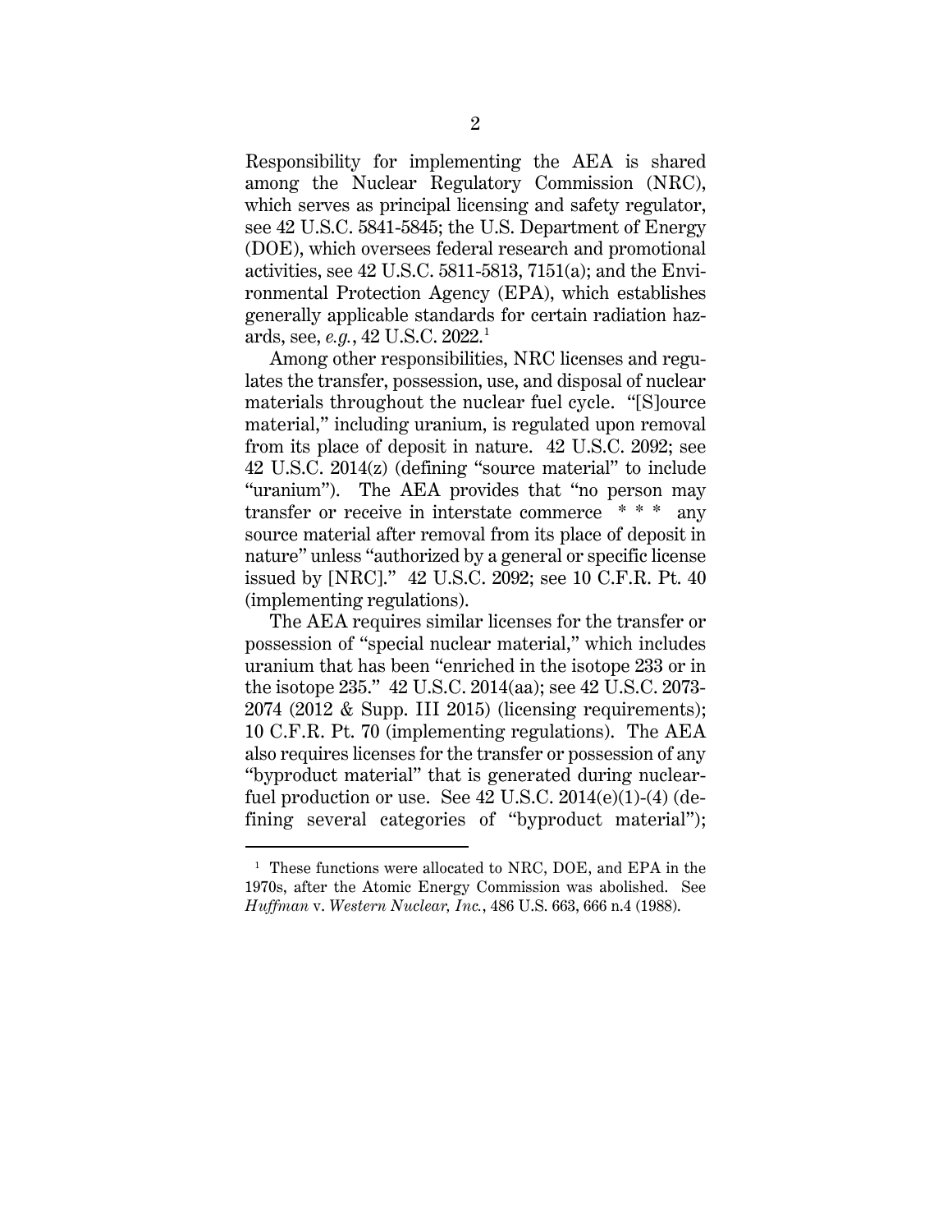Responsibility for implementing the AEA is shared among the Nuclear Regulatory Commission (NRC), which serves as principal licensing and safety regulator, see 42 U.S.C. 5841-5845; the U.S. Department of Energy (DOE), which oversees federal research and promotional activities, see 42 U.S.C. 5811-5813, 7151(a); and the Environmental Protection Agency (EPA), which establishes generally applicable standards for certain radiation hazards, see, *e.g.*, 42 U.S.C. 2022.[1]

Among other responsibilities, NRC licenses and regulates the transfer, possession, use, and disposal of nuclear materials throughout the nuclear fuel cycle. "[S]ource material," including uranium, is regulated upon removal from its place of deposit in nature. 42 U.S.C. 2092; see 42 U.S.C. 2014(z) (defining "source material" to include "uranium"). The AEA provides that "no person may transfer or receive in interstate commerce * * * any source material after removal from its place of deposit in nature" unless "authorized by a general or specific license issued by [NRC]." 42 U.S.C. 2092; see 10 C.F.R. Pt. 40 (implementing regulations).

The AEA requires similar licenses for the transfer or possession of "special nuclear material," which includes uranium that has been "enriched in the isotope 233 or in the isotope 235." 42 U.S.C. 2014(aa); see 42 U.S.C. 2073-2074 (2012 & Supp. III 2015) (licensing requirements); 10 C.F.R. Pt. 70 (implementing regulations). The AEA also requires licenses for the transfer or possession of any "byproduct material" that is generated during nuclear-fuel production or use. See 42 U.S.C. 2014(e)(1)-(4) (defining several categories of "byproduct material");

---

[1] These functions were allocated to NRC, DOE, and EPA in the 1970s, after the Atomic Energy Commission was abolished. See *Huffman* v. *Western Nuclear, Inc.*, 486 U.S. 663, 666 n.4 (1988).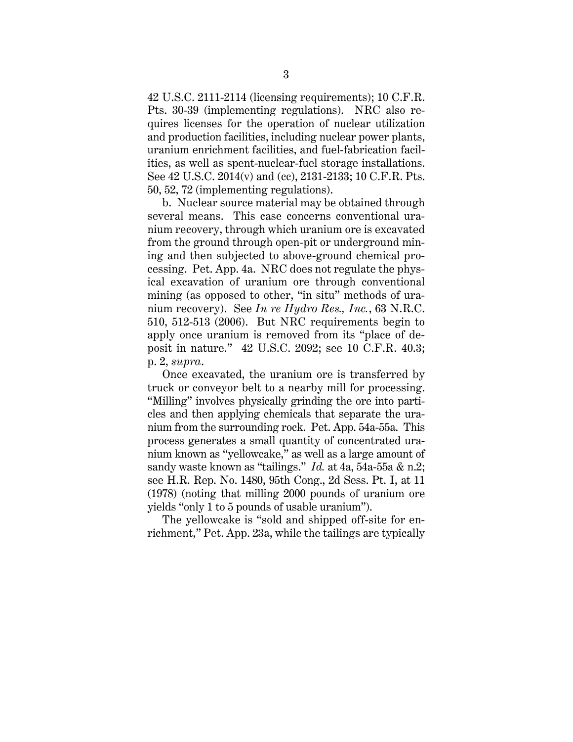42 U.S.C. 2111-2114 (licensing requirements); 10 C.F.R. Pts. 30-39 (implementing regulations). NRC also requires licenses for the operation of nuclear utilization and production facilities, including nuclear power plants, uranium enrichment facilities, and fuel-fabrication facilities, as well as spent-nuclear-fuel storage installations. See 42 U.S.C. 2014(v) and (cc), 2131-2133; 10 C.F.R. Pts. 50, 52, 72 (implementing regulations).

b. Nuclear source material may be obtained through several means. This case concerns conventional uranium recovery, through which uranium ore is excavated from the ground through open-pit or underground mining and then subjected to above-ground chemical processing. Pet. App. 4a. NRC does not regulate the physical excavation of uranium ore through conventional mining (as opposed to other, "in situ" methods of uranium recovery). See *In re Hydro Res., Inc.*, 63 N.R.C. 510, 512-513 (2006). But NRC requirements begin to apply once uranium is removed from its "place of deposit in nature." 42 U.S.C. 2092; see 10 C.F.R. 40.3; p. 2, *supra*.

Once excavated, the uranium ore is transferred by truck or conveyor belt to a nearby mill for processing. "Milling" involves physically grinding the ore into particles and then applying chemicals that separate the uranium from the surrounding rock. Pet. App. 54a-55a. This process generates a small quantity of concentrated uranium known as "yellowcake," as well as a large amount of sandy waste known as "tailings." *Id.* at 4a, 54a-55a & n.2; see H.R. Rep. No. 1480, 95th Cong., 2d Sess. Pt. I, at 11 (1978) (noting that milling 2000 pounds of uranium ore yields "only 1 to 5 pounds of usable uranium").

The yellowcake is "sold and shipped off-site for enrichment," Pet. App. 23a, while the tailings are typically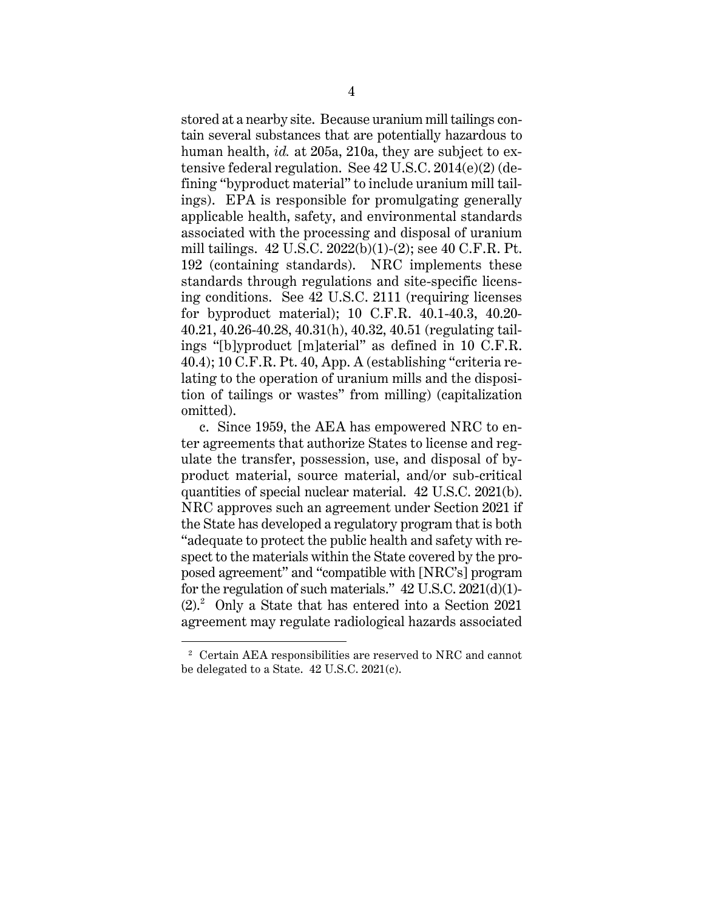stored at a nearby site. Because uranium mill tailings contain several substances that are potentially hazardous to human health, *id.* at 205a, 210a, they are subject to extensive federal regulation. See 42 U.S.C. 2014(e)(2) (defining "byproduct material" to include uranium mill tailings). EPA is responsible for promulgating generally applicable health, safety, and environmental standards associated with the processing and disposal of uranium mill tailings. 42 U.S.C. 2022(b)(1)-(2); see 40 C.F.R. Pt. 192 (containing standards). NRC implements these standards through regulations and site-specific licensing conditions. See 42 U.S.C. 2111 (requiring licenses for byproduct material); 10 C.F.R. 40.1-40.3, 40.20-40.21, 40.26-40.28, 40.31(h), 40.32, 40.51 (regulating tailings "[b]yproduct [m]aterial" as defined in 10 C.F.R. 40.4); 10 C.F.R. Pt. 40, App. A (establishing "criteria relating to the operation of uranium mills and the disposition of tailings or wastes" from milling) (capitalization omitted).

c. Since 1959, the AEA has empowered NRC to enter agreements that authorize States to license and regulate the transfer, possession, use, and disposal of byproduct material, source material, and/or sub-critical quantities of special nuclear material. 42 U.S.C. 2021(b). NRC approves such an agreement under Section 2021 if the State has developed a regulatory program that is both "adequate to protect the public health and safety with respect to the materials within the State covered by the proposed agreement" and "compatible with [NRC's] program for the regulation of such materials." 42 U.S.C. 2021(d)(1)-(2).[2] Only a State that has entered into a Section 2021 agreement may regulate radiological hazards associated

[2] Certain AEA responsibilities are reserved to NRC and cannot be delegated to a State. 42 U.S.C. 2021(c).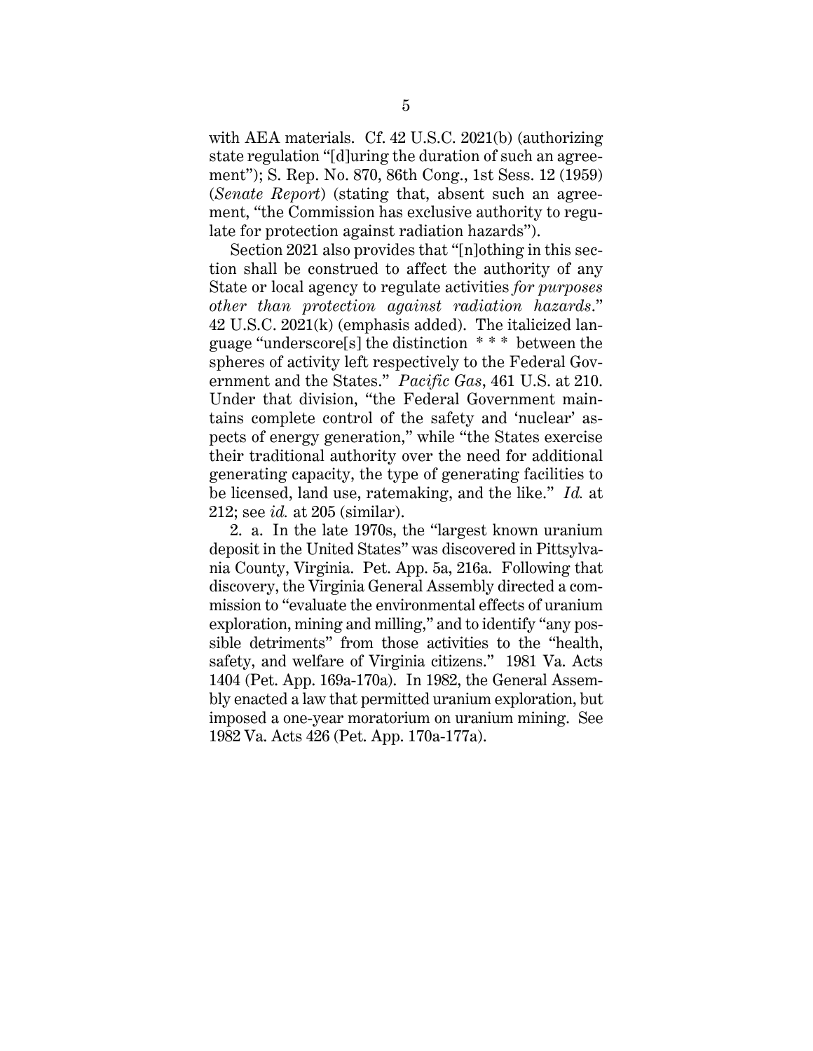with AEA materials. Cf. 42 U.S.C. 2021(b) (authorizing state regulation "[d]uring the duration of such an agreement"); S. Rep. No. 870, 86th Cong., 1st Sess. 12 (1959) (*Senate Report*) (stating that, absent such an agreement, "the Commission has exclusive authority to regulate for protection against radiation hazards").

Section 2021 also provides that "[n]othing in this section shall be construed to affect the authority of any State or local agency to regulate activities *for purposes other than protection against radiation hazards*." 42 U.S.C. 2021(k) (emphasis added). The italicized language "underscore[s] the distinction * * * between the spheres of activity left respectively to the Federal Government and the States." *Pacific Gas*, 461 U.S. at 210. Under that division, "the Federal Government maintains complete control of the safety and 'nuclear' aspects of energy generation," while "the States exercise their traditional authority over the need for additional generating capacity, the type of generating facilities to be licensed, land use, ratemaking, and the like." *Id.* at 212; see *id.* at 205 (similar).

2. a. In the late 1970s, the "largest known uranium deposit in the United States" was discovered in Pittsylvania County, Virginia. Pet. App. 5a, 216a. Following that discovery, the Virginia General Assembly directed a commission to "evaluate the environmental effects of uranium exploration, mining and milling," and to identify "any possible detriments" from those activities to the "health, safety, and welfare of Virginia citizens." 1981 Va. Acts 1404 (Pet. App. 169a-170a). In 1982, the General Assembly enacted a law that permitted uranium exploration, but imposed a one-year moratorium on uranium mining. See 1982 Va. Acts 426 (Pet. App. 170a-177a).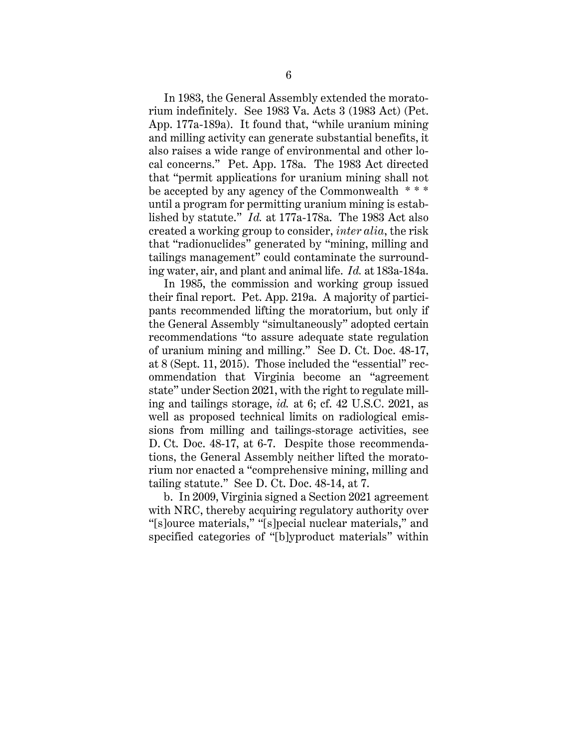In 1983, the General Assembly extended the moratorium indefinitely. See 1983 Va. Acts 3 (1983 Act) (Pet. App. 177a-189a). It found that, "while uranium mining and milling activity can generate substantial benefits, it also raises a wide range of environmental and other local concerns." Pet. App. 178a. The 1983 Act directed that "permit applications for uranium mining shall not be accepted by any agency of the Commonwealth * * * until a program for permitting uranium mining is established by statute." *Id.* at 177a-178a. The 1983 Act also created a working group to consider, *inter alia*, the risk that "radionuclides" generated by "mining, milling and tailings management" could contaminate the surrounding water, air, and plant and animal life. *Id.* at 183a-184a.

In 1985, the commission and working group issued their final report. Pet. App. 219a. A majority of participants recommended lifting the moratorium, but only if the General Assembly "simultaneously" adopted certain recommendations "to assure adequate state regulation of uranium mining and milling." See D. Ct. Doc. 48-17, at 8 (Sept. 11, 2015). Those included the "essential" recommendation that Virginia become an "agreement state" under Section 2021, with the right to regulate milling and tailings storage, *id.* at 6; cf. 42 U.S.C. 2021, as well as proposed technical limits on radiological emissions from milling and tailings-storage activities, see D. Ct. Doc. 48-17, at 6-7. Despite those recommendations, the General Assembly neither lifted the moratorium nor enacted a "comprehensive mining, milling and tailing statute." See D. Ct. Doc. 48-14, at 7.

b. In 2009, Virginia signed a Section 2021 agreement with NRC, thereby acquiring regulatory authority over "[s]ource materials," "[s]pecial nuclear materials," and specified categories of "[b]yproduct materials" within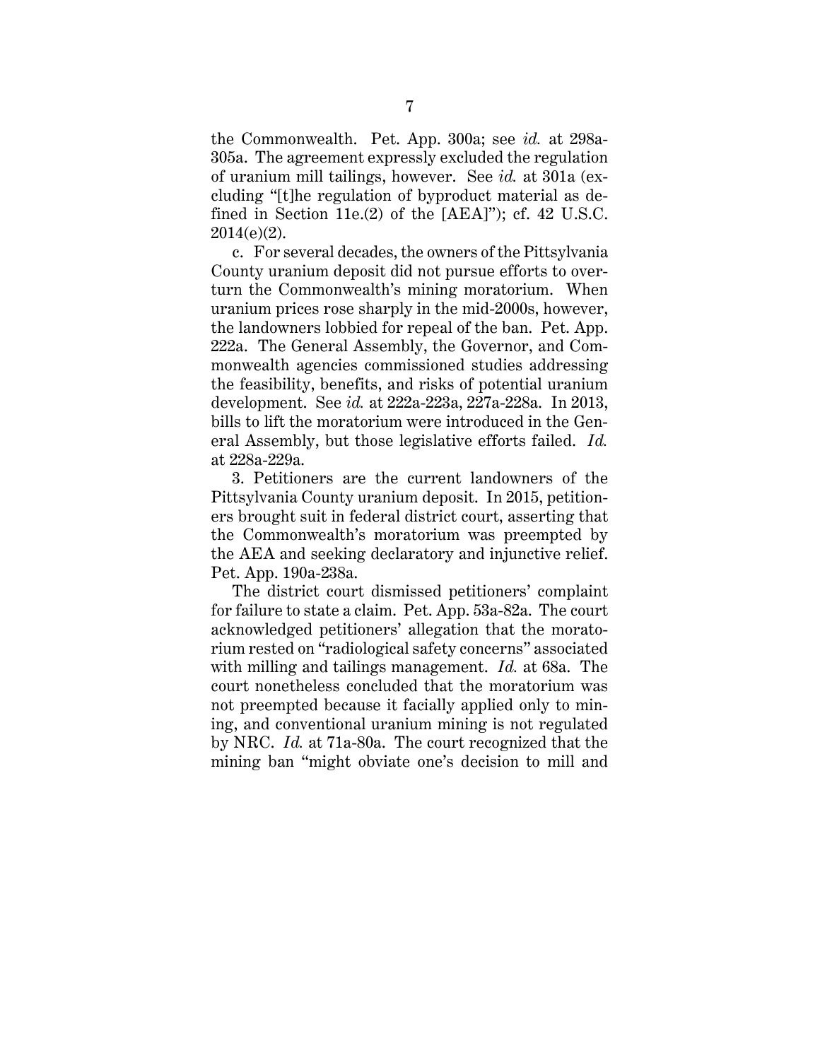the Commonwealth. Pet. App. 300a; see *id.* at 298a-305a. The agreement expressly excluded the regulation of uranium mill tailings, however. See *id.* at 301a (excluding "[t]he regulation of byproduct material as defined in Section 11e.(2) of the [AEA]"); cf. 42 U.S.C. 2014(e)(2).

c. For several decades, the owners of the Pittsylvania County uranium deposit did not pursue efforts to overturn the Commonwealth's mining moratorium. When uranium prices rose sharply in the mid-2000s, however, the landowners lobbied for repeal of the ban. Pet. App. 222a. The General Assembly, the Governor, and Commonwealth agencies commissioned studies addressing the feasibility, benefits, and risks of potential uranium development. See *id.* at 222a-223a, 227a-228a. In 2013, bills to lift the moratorium were introduced in the General Assembly, but those legislative efforts failed. *Id.* at 228a-229a.

3. Petitioners are the current landowners of the Pittsylvania County uranium deposit. In 2015, petitioners brought suit in federal district court, asserting that the Commonwealth's moratorium was preempted by the AEA and seeking declaratory and injunctive relief. Pet. App. 190a-238a.

The district court dismissed petitioners' complaint for failure to state a claim. Pet. App. 53a-82a. The court acknowledged petitioners' allegation that the moratorium rested on "radiological safety concerns" associated with milling and tailings management. *Id.* at 68a. The court nonetheless concluded that the moratorium was not preempted because it facially applied only to mining, and conventional uranium mining is not regulated by NRC. *Id.* at 71a-80a. The court recognized that the mining ban "might obviate one's decision to mill and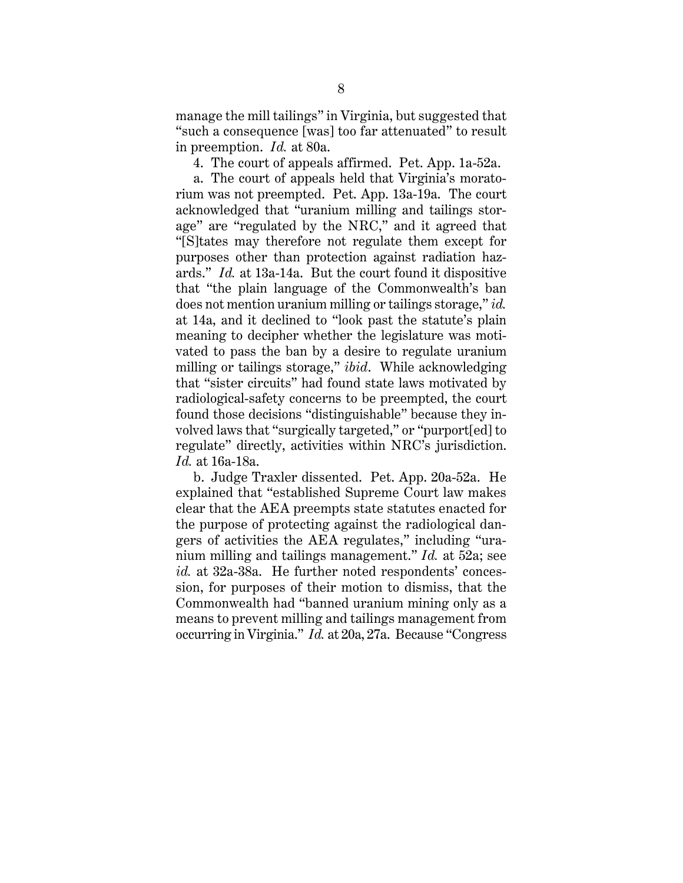manage the mill tailings" in Virginia, but suggested that "such a consequence [was] too far attenuated" to result in preemption. *Id.* at 80a.

4. The court of appeals affirmed. Pet. App. 1a-52a.

a. The court of appeals held that Virginia's moratorium was not preempted. Pet. App. 13a-19a. The court acknowledged that "uranium milling and tailings storage" are "regulated by the NRC," and it agreed that "[S]tates may therefore not regulate them except for purposes other than protection against radiation hazards." *Id.* at 13a-14a. But the court found it dispositive that "the plain language of the Commonwealth's ban does not mention uranium milling or tailings storage," *id.* at 14a, and it declined to "look past the statute's plain meaning to decipher whether the legislature was motivated to pass the ban by a desire to regulate uranium milling or tailings storage," *ibid*. While acknowledging that "sister circuits" had found state laws motivated by radiological-safety concerns to be preempted, the court found those decisions "distinguishable" because they involved laws that "surgically targeted," or "purport[ed] to regulate" directly, activities within NRC's jurisdiction. *Id.* at 16a-18a.

b. Judge Traxler dissented. Pet. App. 20a-52a. He explained that "established Supreme Court law makes clear that the AEA preempts state statutes enacted for the purpose of protecting against the radiological dangers of activities the AEA regulates," including "uranium milling and tailings management." *Id.* at 52a; see *id.* at 32a-38a. He further noted respondents' concession, for purposes of their motion to dismiss, that the Commonwealth had "banned uranium mining only as a means to prevent milling and tailings management from occurring in Virginia." *Id.* at 20a, 27a. Because "Congress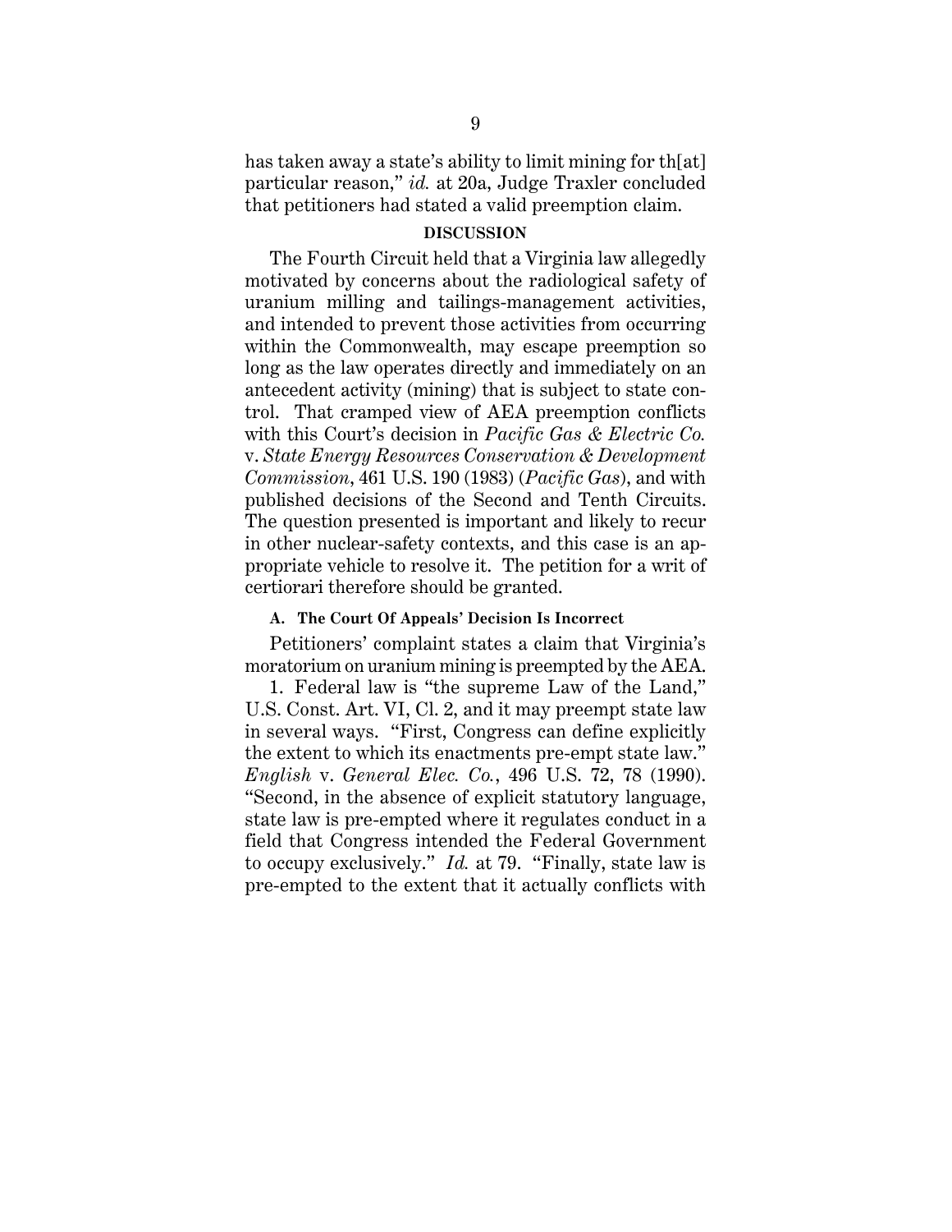has taken away a state's ability to limit mining for th[at] particular reason," *id.* at 20a, Judge Traxler concluded that petitioners had stated a valid preemption claim.

## DISCUSSION

The Fourth Circuit held that a Virginia law allegedly motivated by concerns about the radiological safety of uranium milling and tailings-management activities, and intended to prevent those activities from occurring within the Commonwealth, may escape preemption so long as the law operates directly and immediately on an antecedent activity (mining) that is subject to state control. That cramped view of AEA preemption conflicts with this Court's decision in *Pacific Gas & Electric Co.* v. *State Energy Resources Conservation & Development Commission*, 461 U.S. 190 (1983) (*Pacific Gas*), and with published decisions of the Second and Tenth Circuits. The question presented is important and likely to recur in other nuclear-safety contexts, and this case is an appropriate vehicle to resolve it. The petition for a writ of certiorari therefore should be granted.

### A. The Court Of Appeals' Decision Is Incorrect

Petitioners' complaint states a claim that Virginia's moratorium on uranium mining is preempted by the AEA.

1. Federal law is "the supreme Law of the Land," U.S. Const. Art. VI, Cl. 2, and it may preempt state law in several ways. "First, Congress can define explicitly the extent to which its enactments pre-empt state law." *English* v. *General Elec. Co.*, 496 U.S. 72, 78 (1990). "Second, in the absence of explicit statutory language, state law is pre-empted where it regulates conduct in a field that Congress intended the Federal Government to occupy exclusively." *Id.* at 79. "Finally, state law is pre-empted to the extent that it actually conflicts with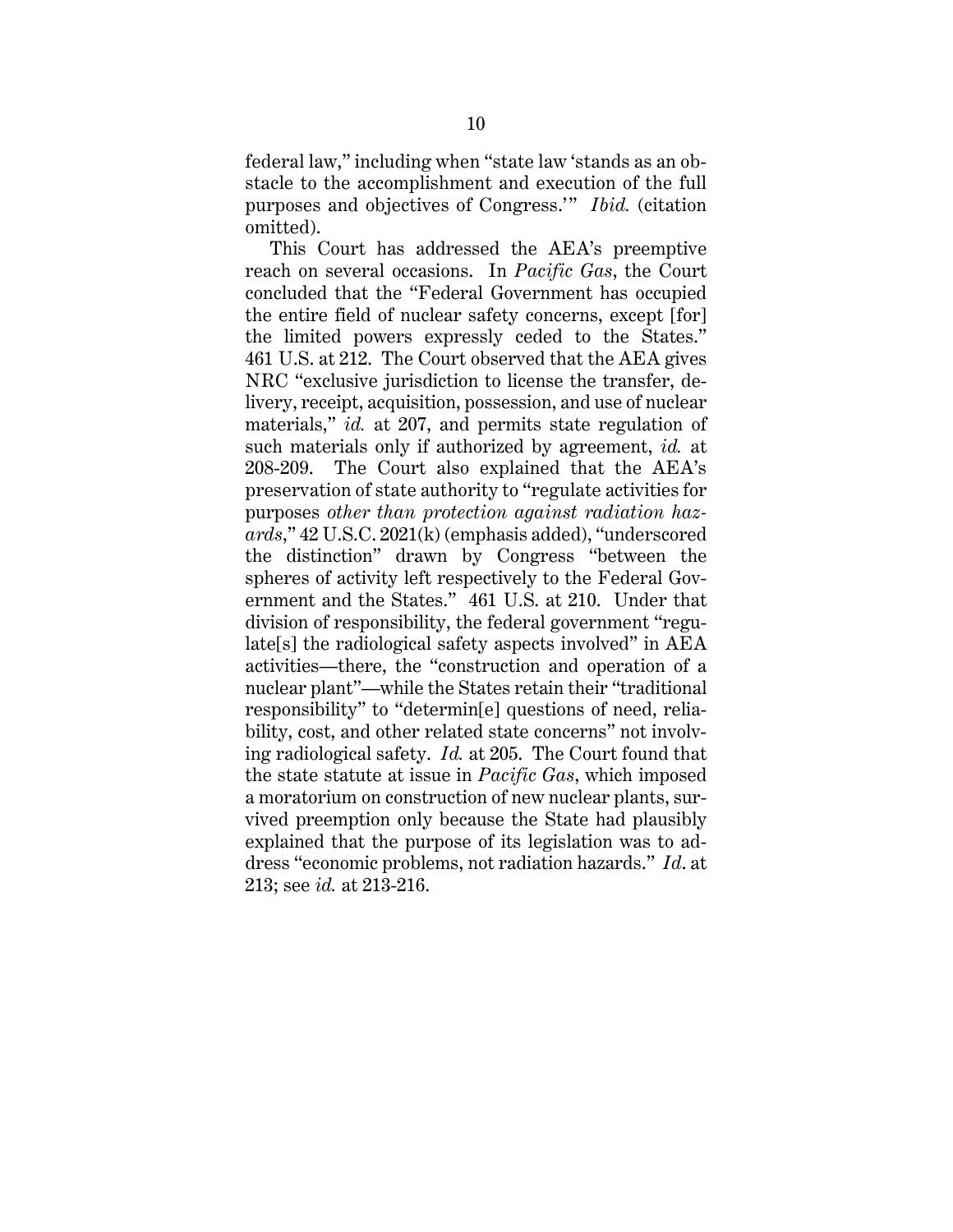federal law," including when "state law 'stands as an obstacle to the accomplishment and execution of the full purposes and objectives of Congress.'" *Ibid.* (citation omitted).

This Court has addressed the AEA's preemptive reach on several occasions. In *Pacific Gas*, the Court concluded that the "Federal Government has occupied the entire field of nuclear safety concerns, except [for] the limited powers expressly ceded to the States." 461 U.S. at 212. The Court observed that the AEA gives NRC "exclusive jurisdiction to license the transfer, delivery, receipt, acquisition, possession, and use of nuclear materials," *id.* at 207, and permits state regulation of such materials only if authorized by agreement, *id.* at 208-209. The Court also explained that the AEA's preservation of state authority to "regulate activities for purposes *other than protection against radiation hazards*," 42 U.S.C. 2021(k) (emphasis added), "underscored the distinction" drawn by Congress "between the spheres of activity left respectively to the Federal Government and the States." 461 U.S. at 210. Under that division of responsibility, the federal government "regulate[s] the radiological safety aspects involved" in AEA activities—there, the "construction and operation of a nuclear plant"—while the States retain their "traditional responsibility" to "determin[e] questions of need, reliability, cost, and other related state concerns" not involving radiological safety. *Id.* at 205. The Court found that the state statute at issue in *Pacific Gas*, which imposed a moratorium on construction of new nuclear plants, survived preemption only because the State had plausibly explained that the purpose of its legislation was to address "economic problems, not radiation hazards." *Id.* at 213; see *id.* at 213-216.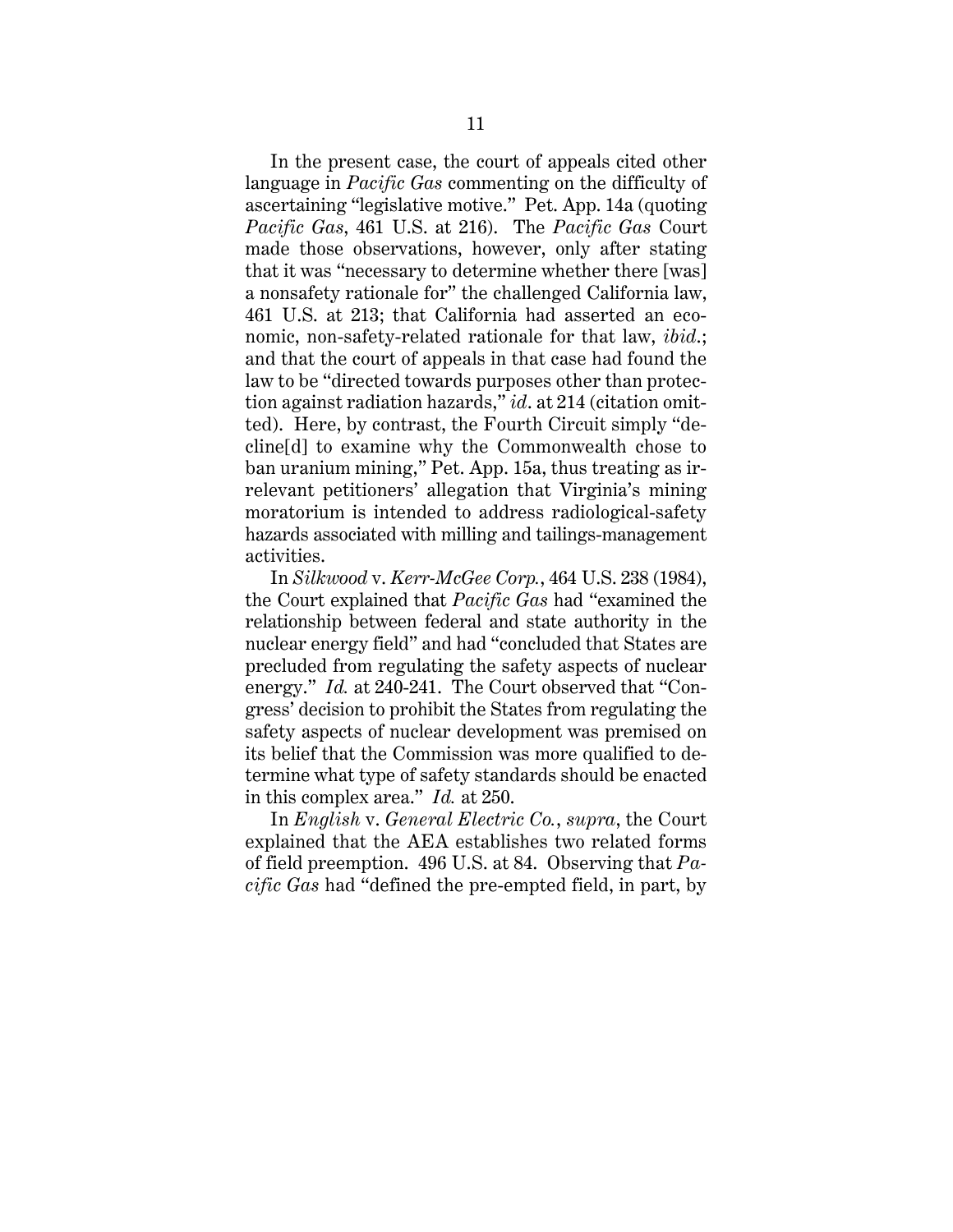In the present case, the court of appeals cited other language in *Pacific Gas* commenting on the difficulty of ascertaining "legislative motive." Pet. App. 14a (quoting *Pacific Gas*, 461 U.S. at 216). The *Pacific Gas* Court made those observations, however, only after stating that it was "necessary to determine whether there [was] a nonsafety rationale for" the challenged California law, 461 U.S. at 213; that California had asserted an economic, non-safety-related rationale for that law, *ibid*.; and that the court of appeals in that case had found the law to be "directed towards purposes other than protection against radiation hazards," *id*. at 214 (citation omitted). Here, by contrast, the Fourth Circuit simply "decline[d] to examine why the Commonwealth chose to ban uranium mining," Pet. App. 15a, thus treating as irrelevant petitioners' allegation that Virginia's mining moratorium is intended to address radiological-safety hazards associated with milling and tailings-management activities.

In *Silkwood* v. *Kerr-McGee Corp.*, 464 U.S. 238 (1984), the Court explained that *Pacific Gas* had "examined the relationship between federal and state authority in the nuclear energy field" and had "concluded that States are precluded from regulating the safety aspects of nuclear energy." *Id.* at 240-241. The Court observed that "Congress' decision to prohibit the States from regulating the safety aspects of nuclear development was premised on its belief that the Commission was more qualified to determine what type of safety standards should be enacted in this complex area." *Id.* at 250.

In *English* v. *General Electric Co.*, *supra*, the Court explained that the AEA establishes two related forms of field preemption. 496 U.S. at 84. Observing that *Pacific Gas* had "defined the pre-empted field, in part, by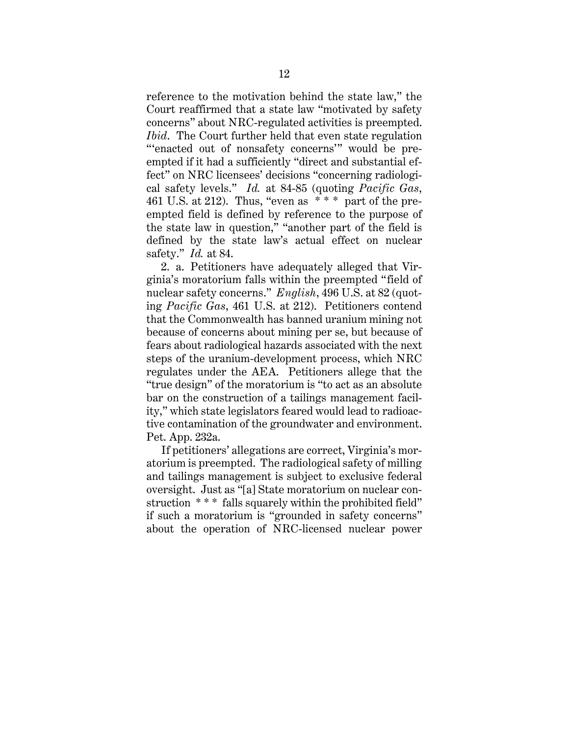reference to the motivation behind the state law," the Court reaffirmed that a state law "motivated by safety concerns" about NRC-regulated activities is preempted. *Ibid*. The Court further held that even state regulation "'enacted out of nonsafety concerns'" would be preempted if it had a sufficiently "direct and substantial effect" on NRC licensees' decisions "concerning radiological safety levels." *Id.* at 84-85 (quoting *Pacific Gas*, 461 U.S. at 212). Thus, "even as * * * part of the preempted field is defined by reference to the purpose of the state law in question," "another part of the field is defined by the state law's actual effect on nuclear safety." *Id.* at 84.

2. a. Petitioners have adequately alleged that Virginia's moratorium falls within the preempted "field of nuclear safety concerns." *English*, 496 U.S. at 82 (quoting *Pacific Gas*, 461 U.S. at 212). Petitioners contend that the Commonwealth has banned uranium mining not because of concerns about mining per se, but because of fears about radiological hazards associated with the next steps of the uranium-development process, which NRC regulates under the AEA. Petitioners allege that the "true design" of the moratorium is "to act as an absolute bar on the construction of a tailings management facility," which state legislators feared would lead to radioactive contamination of the groundwater and environment. Pet. App. 232a.

If petitioners' allegations are correct, Virginia's moratorium is preempted. The radiological safety of milling and tailings management is subject to exclusive federal oversight. Just as "[a] State moratorium on nuclear construction * * * falls squarely within the prohibited field" if such a moratorium is "grounded in safety concerns" about the operation of NRC-licensed nuclear power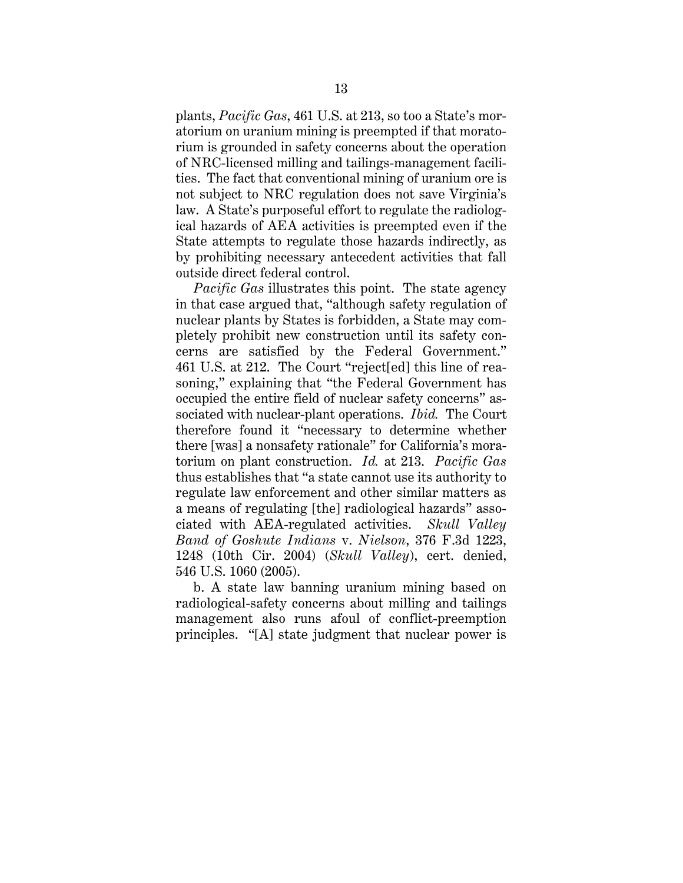plants, *Pacific Gas*, 461 U.S. at 213, so too a State's moratorium on uranium mining is preempted if that moratorium is grounded in safety concerns about the operation of NRC-licensed milling and tailings-management facilities. The fact that conventional mining of uranium ore is not subject to NRC regulation does not save Virginia's law. A State's purposeful effort to regulate the radiological hazards of AEA activities is preempted even if the State attempts to regulate those hazards indirectly, as by prohibiting necessary antecedent activities that fall outside direct federal control.

*Pacific Gas* illustrates this point. The state agency in that case argued that, "although safety regulation of nuclear plants by States is forbidden, a State may completely prohibit new construction until its safety concerns are satisfied by the Federal Government." 461 U.S. at 212. The Court "reject[ed] this line of reasoning," explaining that "the Federal Government has occupied the entire field of nuclear safety concerns" associated with nuclear-plant operations. *Ibid.* The Court therefore found it "necessary to determine whether there [was] a nonsafety rationale" for California's moratorium on plant construction. *Id.* at 213. *Pacific Gas* thus establishes that "a state cannot use its authority to regulate law enforcement and other similar matters as a means of regulating [the] radiological hazards" associated with AEA-regulated activities. *Skull Valley Band of Goshute Indians* v. *Nielson*, 376 F.3d 1223, 1248 (10th Cir. 2004) (*Skull Valley*), cert. denied, 546 U.S. 1060 (2005).

b. A state law banning uranium mining based on radiological-safety concerns about milling and tailings management also runs afoul of conflict-preemption principles. "[A] state judgment that nuclear power is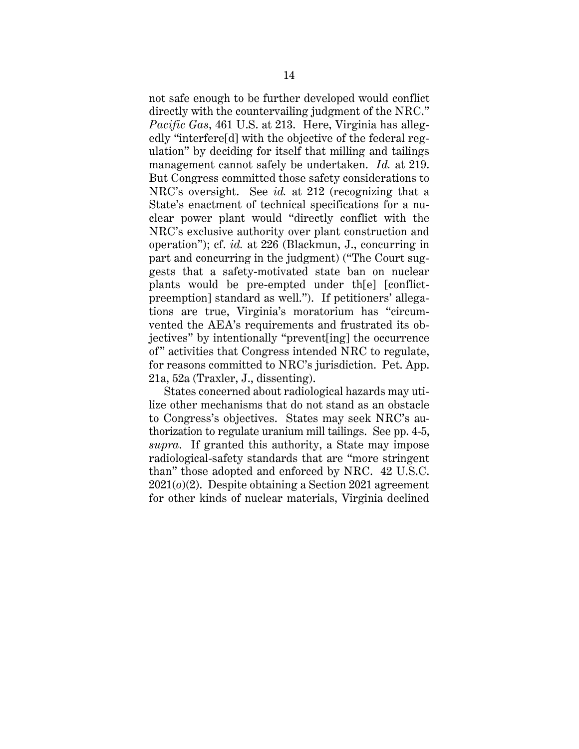not safe enough to be further developed would conflict directly with the countervailing judgment of the NRC." *Pacific Gas*, 461 U.S. at 213. Here, Virginia has allegedly "interfere[d] with the objective of the federal regulation" by deciding for itself that milling and tailings management cannot safely be undertaken. *Id.* at 219. But Congress committed those safety considerations to NRC's oversight. See *id.* at 212 (recognizing that a State's enactment of technical specifications for a nuclear power plant would "directly conflict with the NRC's exclusive authority over plant construction and operation"); cf. *id.* at 226 (Blackmun, J., concurring in part and concurring in the judgment) ("The Court suggests that a safety-motivated state ban on nuclear plants would be pre-empted under th[e] [conflict-preemption] standard as well."). If petitioners' allegations are true, Virginia's moratorium has "circumvented the AEA's requirements and frustrated its objectives" by intentionally "prevent[ing] the occurrence of" activities that Congress intended NRC to regulate, for reasons committed to NRC's jurisdiction. Pet. App. 21a, 52a (Traxler, J., dissenting).

States concerned about radiological hazards may utilize other mechanisms that do not stand as an obstacle to Congress's objectives. States may seek NRC's authorization to regulate uranium mill tailings. See pp. 4-5, *supra*. If granted this authority, a State may impose radiological-safety standards that are "more stringent than" those adopted and enforced by NRC. 42 U.S.C. 2021(*o*)(2). Despite obtaining a Section 2021 agreement for other kinds of nuclear materials, Virginia declined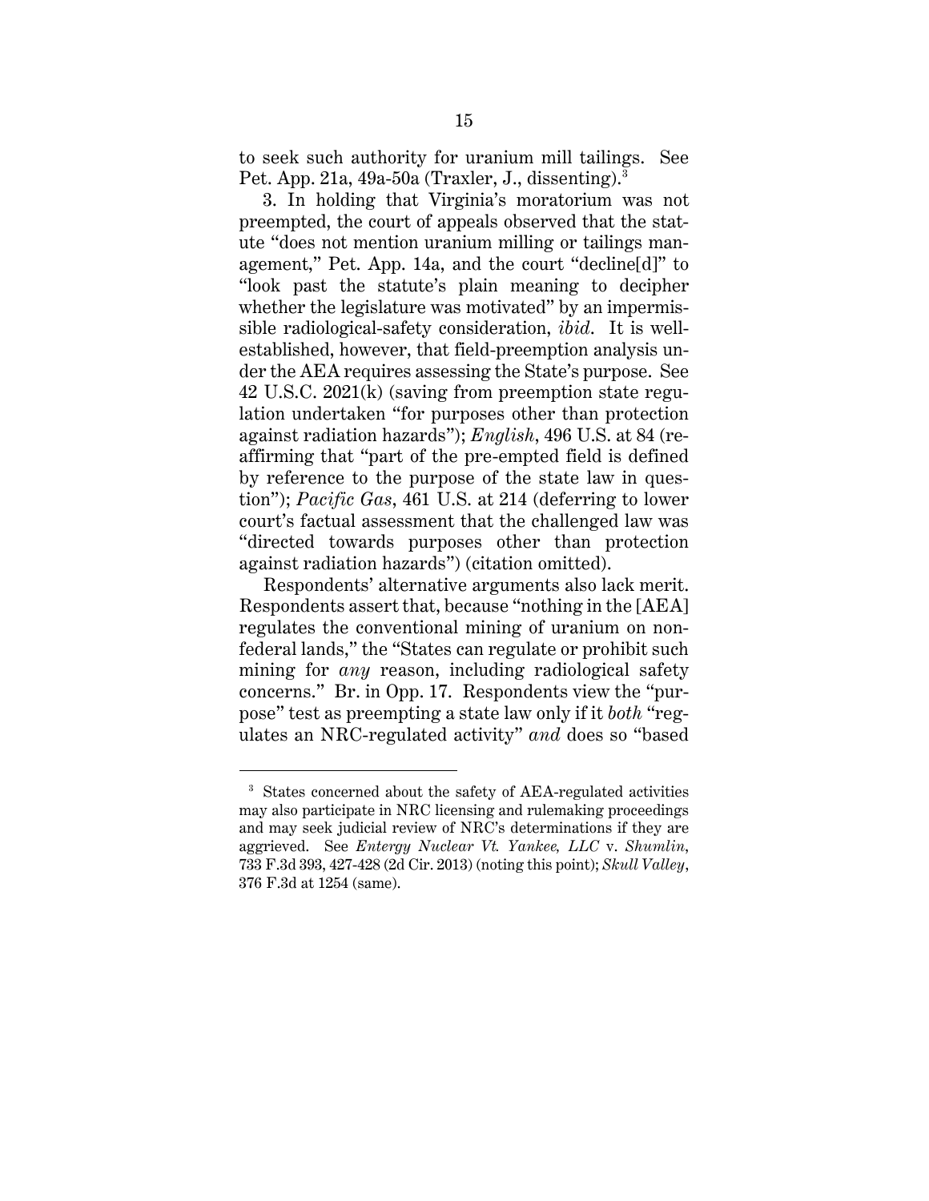to seek such authority for uranium mill tailings. See Pet. App. 21a, 49a-50a (Traxler, J., dissenting).[3]

3. In holding that Virginia's moratorium was not preempted, the court of appeals observed that the statute "does not mention uranium milling or tailings management," Pet. App. 14a, and the court "decline[d]" to "look past the statute's plain meaning to decipher whether the legislature was motivated" by an impermissible radiological-safety consideration, *ibid*. It is well-established, however, that field-preemption analysis under the AEA requires assessing the State's purpose. See 42 U.S.C. 2021(k) (saving from preemption state regulation undertaken "for purposes other than protection against radiation hazards"); *English*, 496 U.S. at 84 (reaffirming that "part of the pre-empted field is defined by reference to the purpose of the state law in question"); *Pacific Gas*, 461 U.S. at 214 (deferring to lower court's factual assessment that the challenged law was "directed towards purposes other than protection against radiation hazards") (citation omitted).

Respondents' alternative arguments also lack merit. Respondents assert that, because "nothing in the [AEA] regulates the conventional mining of uranium on non-federal lands," the "States can regulate or prohibit such mining for *any* reason, including radiological safety concerns." Br. in Opp. 17. Respondents view the "purpose" test as preempting a state law only if it *both* "regulates an NRC-regulated activity" *and* does so "based

[3] States concerned about the safety of AEA-regulated activities may also participate in NRC licensing and rulemaking proceedings and may seek judicial review of NRC's determinations if they are aggrieved. See *Entergy Nuclear Vt. Yankee, LLC* v. *Shumlin*, 733 F.3d 393, 427-428 (2d Cir. 2013) (noting this point); *Skull Valley*, 376 F.3d at 1254 (same).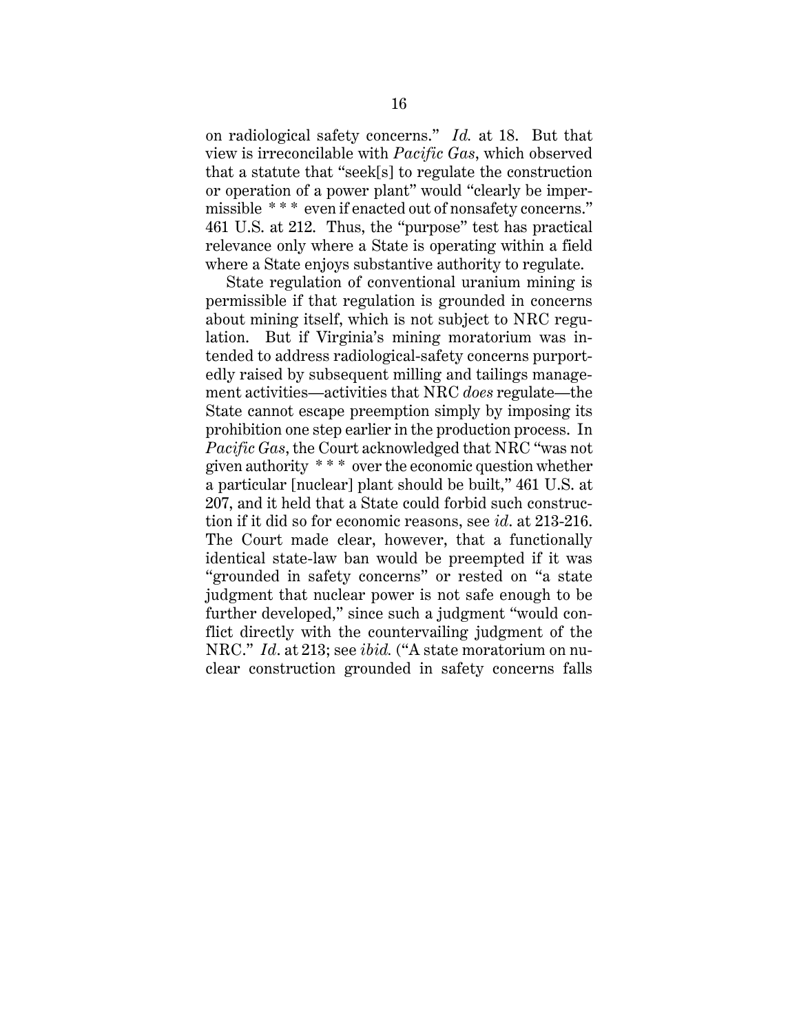on radiological safety concerns." *Id.* at 18. But that view is irreconcilable with *Pacific Gas*, which observed that a statute that "seek[s] to regulate the construction or operation of a power plant" would "clearly be impermissible * * * even if enacted out of nonsafety concerns." 461 U.S. at 212. Thus, the "purpose" test has practical relevance only where a State is operating within a field where a State enjoys substantive authority to regulate.

State regulation of conventional uranium mining is permissible if that regulation is grounded in concerns about mining itself, which is not subject to NRC regulation. But if Virginia's mining moratorium was intended to address radiological-safety concerns purportedly raised by subsequent milling and tailings management activities—activities that NRC *does* regulate—the State cannot escape preemption simply by imposing its prohibition one step earlier in the production process. In *Pacific Gas*, the Court acknowledged that NRC "was not given authority * * * over the economic question whether a particular [nuclear] plant should be built," 461 U.S. at 207, and it held that a State could forbid such construction if it did so for economic reasons, see *id.* at 213-216. The Court made clear, however, that a functionally identical state-law ban would be preempted if it was "grounded in safety concerns" or rested on "a state judgment that nuclear power is not safe enough to be further developed," since such a judgment "would conflict directly with the countervailing judgment of the NRC." *Id.* at 213; see *ibid.* ("A state moratorium on nuclear construction grounded in safety concerns falls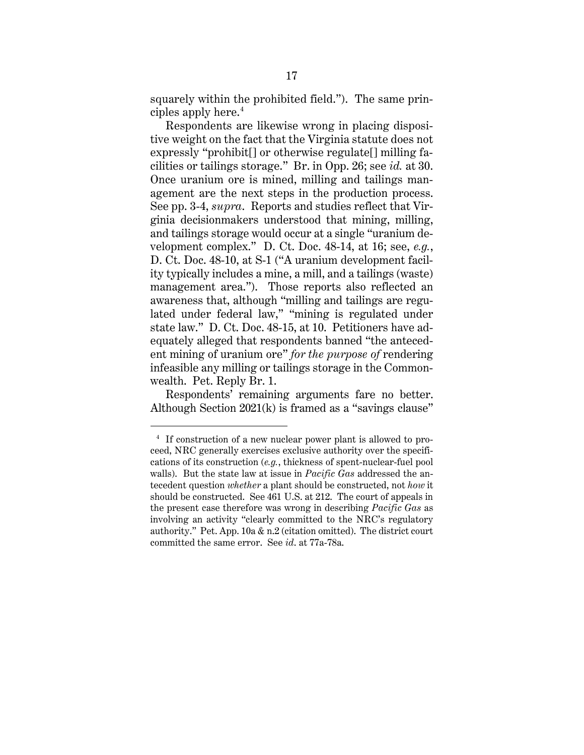squarely within the prohibited field."). The same principles apply here.[4]

Respondents are likewise wrong in placing dispositive weight on the fact that the Virginia statute does not expressly "prohibit[] or otherwise regulate[] milling facilities or tailings storage." Br. in Opp. 26; see *id.* at 30. Once uranium ore is mined, milling and tailings management are the next steps in the production process. See pp. 3-4, *supra*. Reports and studies reflect that Virginia decisionmakers understood that mining, milling, and tailings storage would occur at a single "uranium development complex." D. Ct. Doc. 48-14, at 16; see, *e.g.*, D. Ct. Doc. 48-10, at S-1 ("A uranium development facility typically includes a mine, a mill, and a tailings (waste) management area."). Those reports also reflected an awareness that, although "milling and tailings are regulated under federal law," "mining is regulated under state law." D. Ct. Doc. 48-15, at 10. Petitioners have adequately alleged that respondents banned "the antecedent mining of uranium ore" *for the purpose of* rendering infeasible any milling or tailings storage in the Commonwealth. Pet. Reply Br. 1.

Respondents' remaining arguments fare no better. Although Section 2021(k) is framed as a "savings clause"

---

[4] If construction of a new nuclear power plant is allowed to proceed, NRC generally exercises exclusive authority over the specifications of its construction (*e.g.*, thickness of spent-nuclear-fuel pool walls). But the state law at issue in *Pacific Gas* addressed the antecedent question *whether* a plant should be constructed, not *how* it should be constructed. See 461 U.S. at 212. The court of appeals in the present case therefore was wrong in describing *Pacific Gas* as involving an activity "clearly committed to the NRC's regulatory authority." Pet. App. 10a & n.2 (citation omitted). The district court committed the same error. See *id*. at 77a-78a.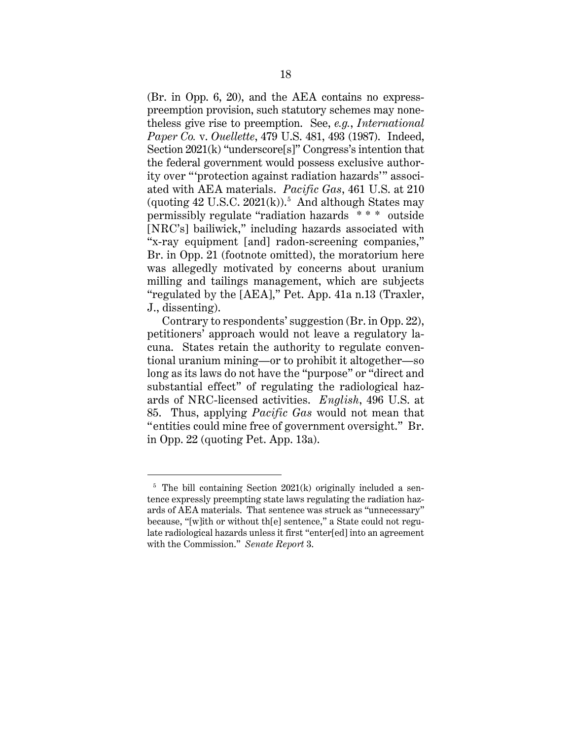(Br. in Opp. 6, 20), and the AEA contains no express-preemption provision, such statutory schemes may nonetheless give rise to preemption. See, *e.g.*, *International Paper Co.* v. *Ouellette*, 479 U.S. 481, 493 (1987). Indeed, Section 2021(k) "underscore[s]" Congress's intention that the federal government would possess exclusive authority over "'protection against radiation hazards'" associated with AEA materials. *Pacific Gas*, 461 U.S. at 210 (quoting 42 U.S.C. 2021(k)).[5] And although States may permissibly regulate "radiation hazards * * * outside [NRC's] bailiwick," including hazards associated with "x-ray equipment [and] radon-screening companies," Br. in Opp. 21 (footnote omitted), the moratorium here was allegedly motivated by concerns about uranium milling and tailings management, which are subjects "regulated by the [AEA]," Pet. App. 41a n.13 (Traxler, J., dissenting).

Contrary to respondents' suggestion (Br. in Opp. 22), petitioners' approach would not leave a regulatory lacuna. States retain the authority to regulate conventional uranium mining—or to prohibit it altogether—so long as its laws do not have the "purpose" or "direct and substantial effect" of regulating the radiological hazards of NRC-licensed activities. *English*, 496 U.S. at 85. Thus, applying *Pacific Gas* would not mean that "entities could mine free of government oversight." Br. in Opp. 22 (quoting Pet. App. 13a).

---

[5] The bill containing Section 2021(k) originally included a sentence expressly preempting state laws regulating the radiation hazards of AEA materials. That sentence was struck as "unnecessary" because, "[w]ith or without th[e] sentence," a State could not regulate radiological hazards unless it first "enter[ed] into an agreement with the Commission." *Senate Report* 3.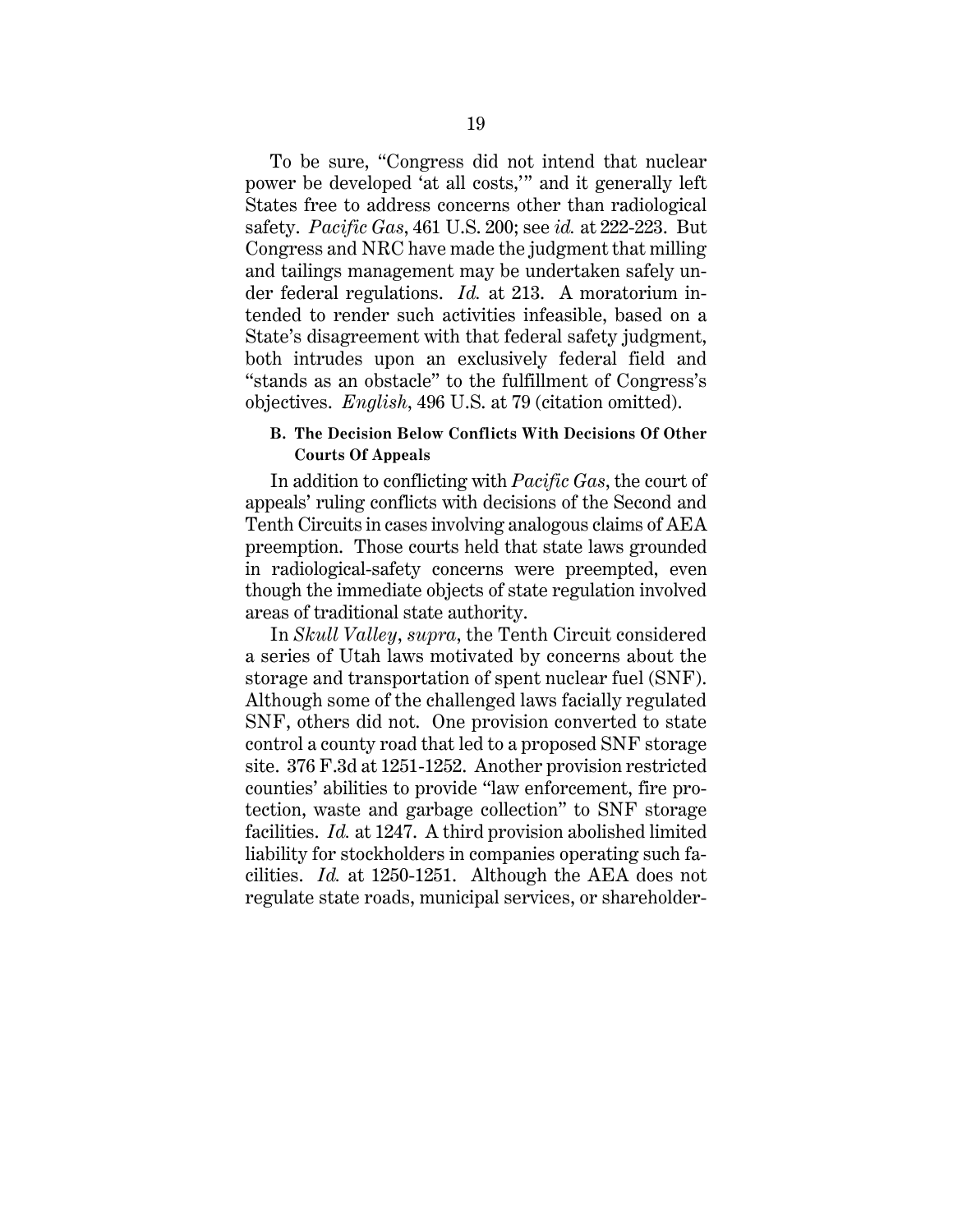To be sure, "Congress did not intend that nuclear power be developed 'at all costs,'" and it generally left States free to address concerns other than radiological safety. *Pacific Gas*, 461 U.S. 200; see *id.* at 222-223. But Congress and NRC have made the judgment that milling and tailings management may be undertaken safely under federal regulations. *Id.* at 213. A moratorium intended to render such activities infeasible, based on a State's disagreement with that federal safety judgment, both intrudes upon an exclusively federal field and "stands as an obstacle" to the fulfillment of Congress's objectives. *English*, 496 U.S. at 79 (citation omitted).

### B. The Decision Below Conflicts With Decisions Of Other Courts Of Appeals

In addition to conflicting with *Pacific Gas*, the court of appeals' ruling conflicts with decisions of the Second and Tenth Circuits in cases involving analogous claims of AEA preemption. Those courts held that state laws grounded in radiological-safety concerns were preempted, even though the immediate objects of state regulation involved areas of traditional state authority.

In *Skull Valley*, *supra*, the Tenth Circuit considered a series of Utah laws motivated by concerns about the storage and transportation of spent nuclear fuel (SNF). Although some of the challenged laws facially regulated SNF, others did not. One provision converted to state control a county road that led to a proposed SNF storage site. 376 F.3d at 1251-1252. Another provision restricted counties' abilities to provide "law enforcement, fire protection, waste and garbage collection" to SNF storage facilities. *Id.* at 1247. A third provision abolished limited liability for stockholders in companies operating such facilities. *Id.* at 1250-1251. Although the AEA does not regulate state roads, municipal services, or shareholder-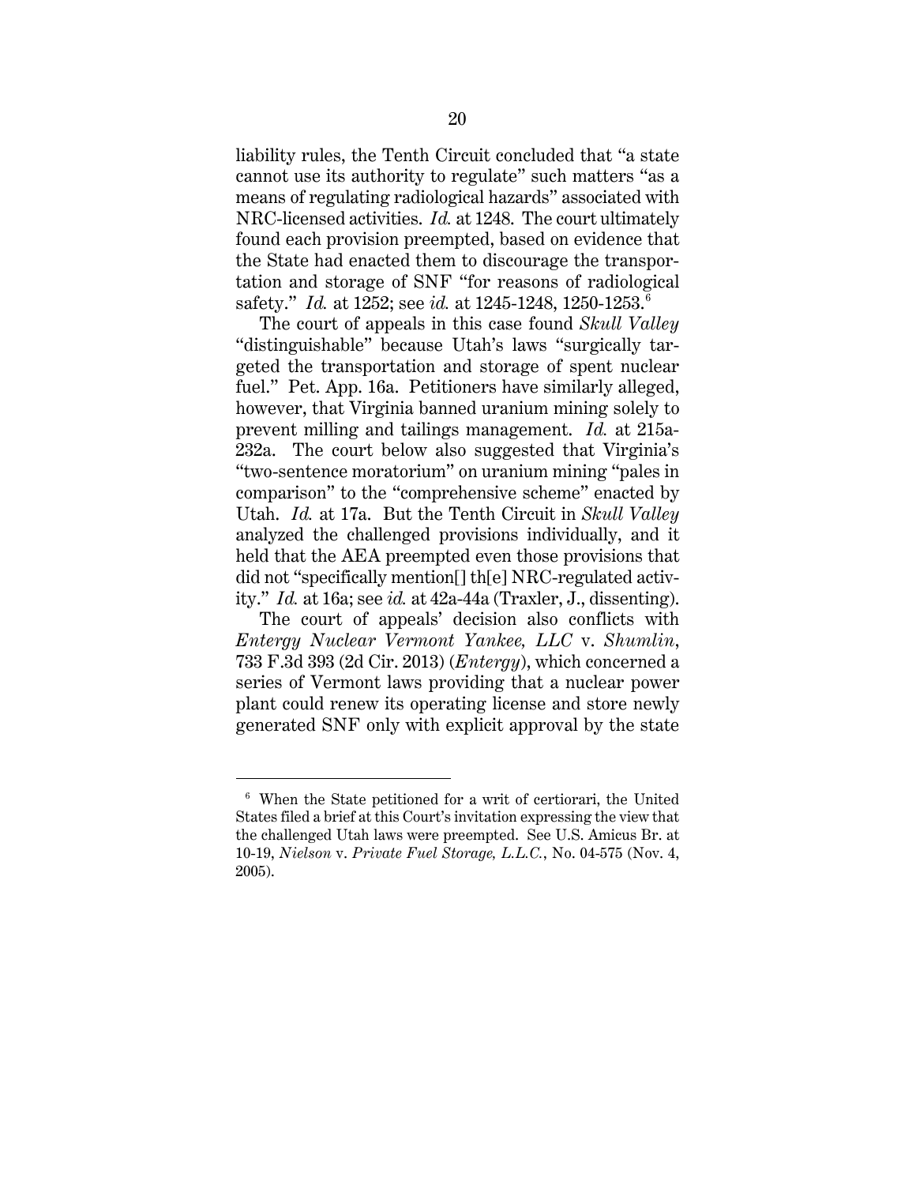liability rules, the Tenth Circuit concluded that "a state cannot use its authority to regulate" such matters "as a means of regulating radiological hazards" associated with NRC-licensed activities. *Id.* at 1248. The court ultimately found each provision preempted, based on evidence that the State had enacted them to discourage the transportation and storage of SNF "for reasons of radiological safety." *Id.* at 1252; see *id.* at 1245-1248, 1250-1253.[6]

The court of appeals in this case found *Skull Valley* "distinguishable" because Utah's laws "surgically targeted the transportation and storage of spent nuclear fuel." Pet. App. 16a. Petitioners have similarly alleged, however, that Virginia banned uranium mining solely to prevent milling and tailings management. *Id.* at 215a-232a. The court below also suggested that Virginia's "two-sentence moratorium" on uranium mining "pales in comparison" to the "comprehensive scheme" enacted by Utah. *Id.* at 17a. But the Tenth Circuit in *Skull Valley* analyzed the challenged provisions individually, and it held that the AEA preempted even those provisions that did not "specifically mention[] th[e] NRC-regulated activity." *Id.* at 16a; see *id.* at 42a-44a (Traxler, J., dissenting).

The court of appeals' decision also conflicts with *Entergy Nuclear Vermont Yankee, LLC* v. *Shumlin*, 733 F.3d 393 (2d Cir. 2013) (*Entergy*), which concerned a series of Vermont laws providing that a nuclear power plant could renew its operating license and store newly generated SNF only with explicit approval by the state

---

[6] When the State petitioned for a writ of certiorari, the United States filed a brief at this Court's invitation expressing the view that the challenged Utah laws were preempted. See U.S. Amicus Br. at 10-19, *Nielson* v. *Private Fuel Storage, L.L.C.*, No. 04-575 (Nov. 4, 2005).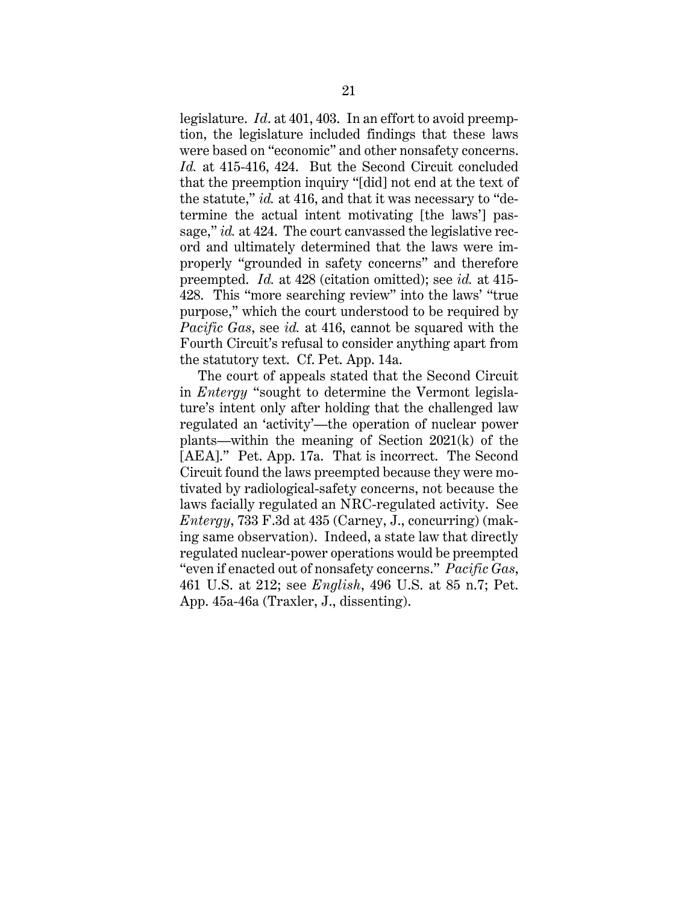legislature. *Id*. at 401, 403. In an effort to avoid preemption, the legislature included findings that these laws were based on "economic" and other nonsafety concerns. *Id.* at 415-416, 424. But the Second Circuit concluded that the preemption inquiry "[did] not end at the text of the statute," *id.* at 416, and that it was necessary to "determine the actual intent motivating [the laws'] passage," *id.* at 424. The court canvassed the legislative record and ultimately determined that the laws were improperly "grounded in safety concerns" and therefore preempted. *Id.* at 428 (citation omitted); see *id.* at 415-428. This "more searching review" into the laws' "true purpose," which the court understood to be required by *Pacific Gas*, see *id.* at 416, cannot be squared with the Fourth Circuit's refusal to consider anything apart from the statutory text. Cf. Pet. App. 14a.

The court of appeals stated that the Second Circuit in *Entergy* "sought to determine the Vermont legislature's intent only after holding that the challenged law regulated an 'activity'—the operation of nuclear power plants—within the meaning of Section 2021(k) of the [AEA]." Pet. App. 17a. That is incorrect. The Second Circuit found the laws preempted because they were motivated by radiological-safety concerns, not because the laws facially regulated an NRC-regulated activity. See *Entergy*, 733 F.3d at 435 (Carney, J., concurring) (making same observation). Indeed, a state law that directly regulated nuclear-power operations would be preempted "even if enacted out of nonsafety concerns." *Pacific Gas*, 461 U.S. at 212; see *English*, 496 U.S. at 85 n.7; Pet. App. 45a-46a (Traxler, J., dissenting).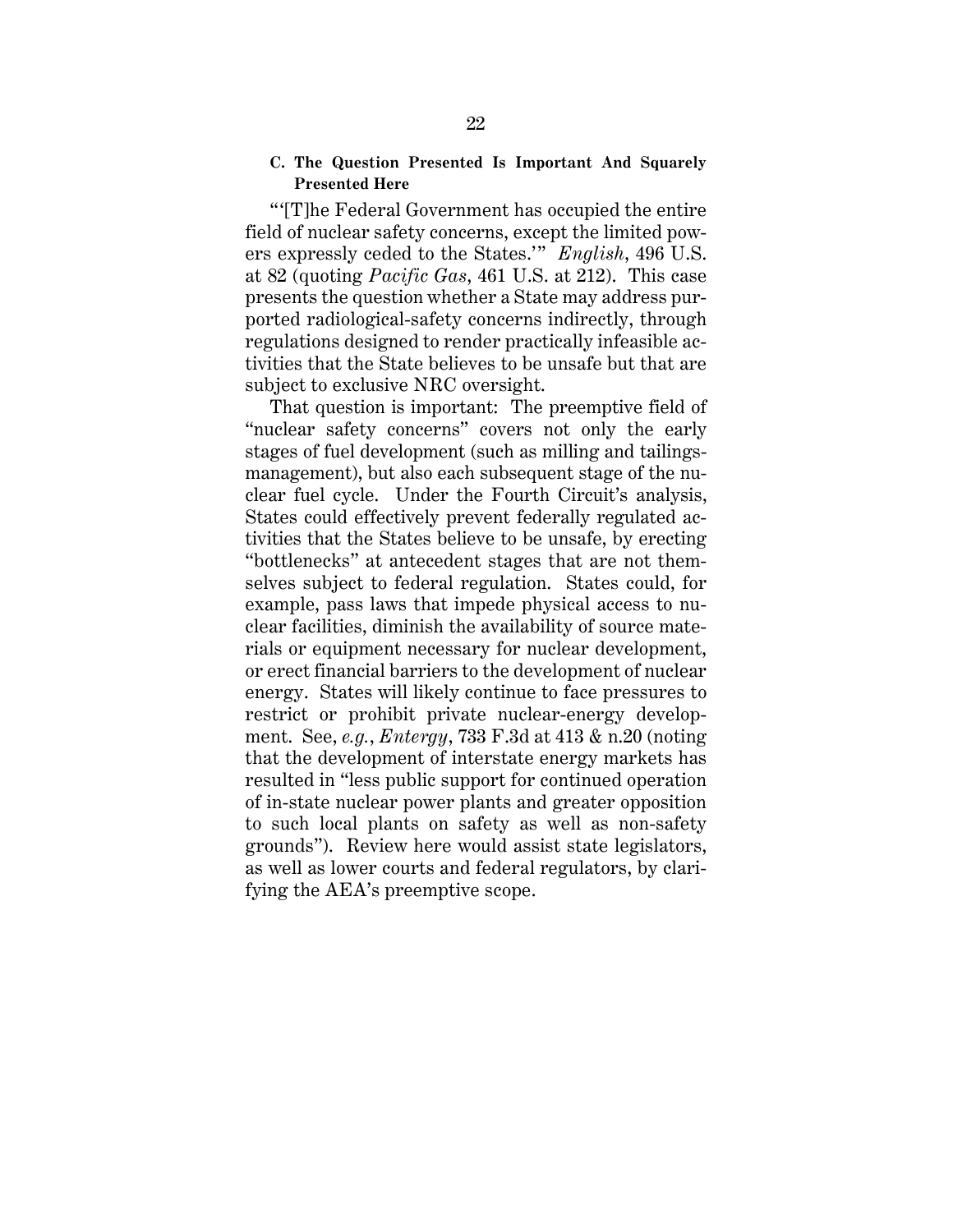### C. The Question Presented Is Important And Squarely Presented Here

"'[T]he Federal Government has occupied the entire field of nuclear safety concerns, except the limited powers expressly ceded to the States.'" *English*, 496 U.S. at 82 (quoting *Pacific Gas*, 461 U.S. at 212). This case presents the question whether a State may address purported radiological-safety concerns indirectly, through regulations designed to render practically infeasible activities that the State believes to be unsafe but that are subject to exclusive NRC oversight.

That question is important: The preemptive field of "nuclear safety concerns" covers not only the early stages of fuel development (such as milling and tailings-management), but also each subsequent stage of the nuclear fuel cycle. Under the Fourth Circuit's analysis, States could effectively prevent federally regulated activities that the States believe to be unsafe, by erecting "bottlenecks" at antecedent stages that are not themselves subject to federal regulation. States could, for example, pass laws that impede physical access to nuclear facilities, diminish the availability of source materials or equipment necessary for nuclear development, or erect financial barriers to the development of nuclear energy. States will likely continue to face pressures to restrict or prohibit private nuclear-energy development. See, *e.g.*, *Entergy*, 733 F.3d at 413 & n.20 (noting that the development of interstate energy markets has resulted in "less public support for continued operation of in-state nuclear power plants and greater opposition to such local plants on safety as well as non-safety grounds"). Review here would assist state legislators, as well as lower courts and federal regulators, by clarifying the AEA's preemptive scope.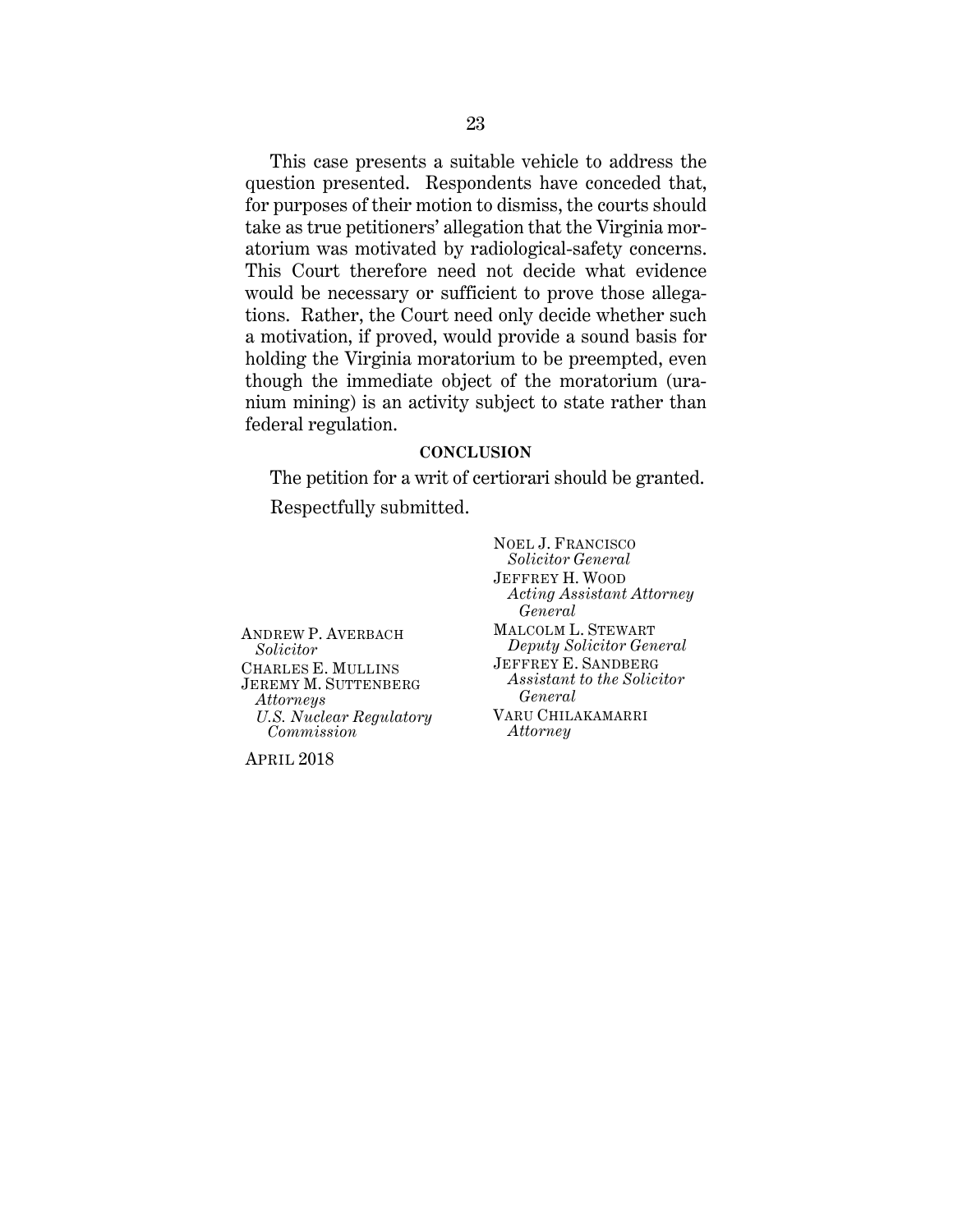This case presents a suitable vehicle to address the question presented. Respondents have conceded that, for purposes of their motion to dismiss, the courts should take as true petitioners' allegation that the Virginia moratorium was motivated by radiological-safety concerns. This Court therefore need not decide what evidence would be necessary or sufficient to prove those allegations. Rather, the Court need only decide whether such a motivation, if proved, would provide a sound basis for holding the Virginia moratorium to be preempted, even though the immediate object of the moratorium (uranium mining) is an activity subject to state rather than federal regulation.

## CONCLUSION

The petition for a writ of certiorari should be granted.

Respectfully submitted.

NOEL J. FRANCISCO
*Solicitor General*
JEFFREY H. WOOD
*Acting Assistant Attorney General*
MALCOLM L. STEWART
*Deputy Solicitor General*
JEFFREY E. SANDBERG
*Assistant to the Solicitor General*
VARU CHILAKAMARRI
*Attorney*

ANDREW P. AVERBACH
*Solicitor*
CHARLES E. MULLINS
JEREMY M. SUTTENBERG
*Attorneys*
*U.S. Nuclear Regulatory Commission*

APRIL 2018